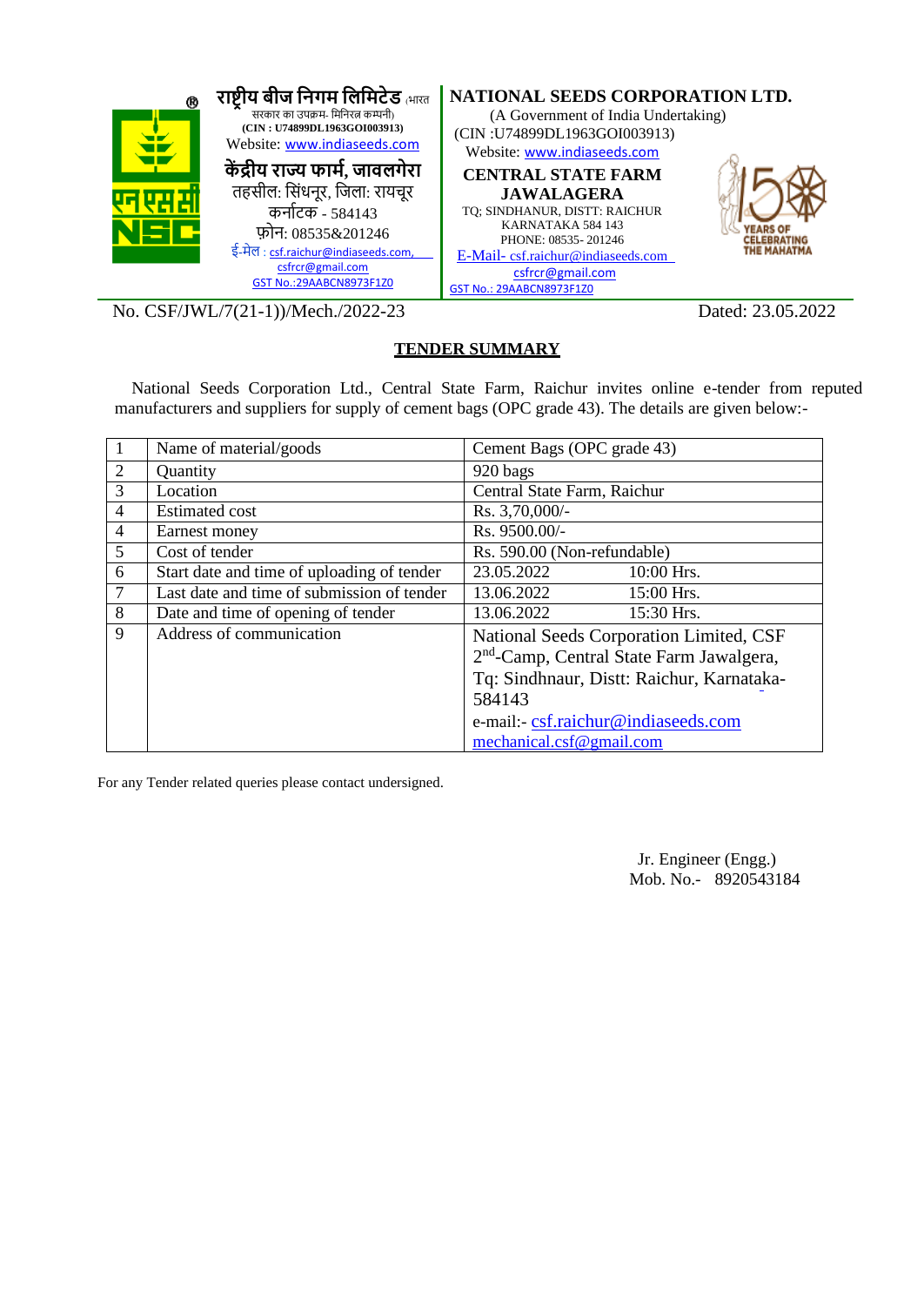राष्ट्रीय बीज निगम लिमिटेड (भारत सरकार का उपक्रम- मिनिरत्न कम्पनी)
(CIN : U74899DL1963GOI003913)
Website: www.indiaseeds.com

केंद्रीय राज्य फार्म, जावलगेरा
तहसील: सिंधनूर, जिला: रायचूर
कर्नाटक - 584143
फ़ोन: 08535&201246
ई-मेल : csf.raichur@indiaseeds.com, csfrcr@gmail.com
GST No.:29AABCN8973F1Z0

**NATIONAL SEEDS CORPORATION LTD.**
(A Government of India Undertaking)
(CIN :U74899DL1963GOI003913)
Website: www.indiaseeds.com

**CENTRAL STATE FARM JAWALAGERA**
TQ: SINDHANUR, DISTT: RAICHUR
KARNATAKA 584 143
PHONE: 08535- 201246
E-Mail- csf.raichur@indiaseeds.com
csfrcr@gmail.com
GST No.: 29AABCN8973F1Z0

150 YEARS OF CELEBRATING THE MAHATMA

No. CSF/JWL/7(21-1))/Mech./2022-23 Dated: 23.05.2022

## TENDER SUMMARY

National Seeds Corporation Ltd., Central State Farm, Raichur invites online e-tender from reputed manufacturers and suppliers for supply of cement bags (OPC grade 43). The details are given below:-

| | | |
|---|---|---|
| 1 | Name of material/goods | Cement Bags (OPC grade 43) |
| 2 | Quantity | 920 bags |
| 3 | Location | Central State Farm, Raichur |
| 4 | Estimated cost | Rs. 3,70,000/- |
| 4 | Earnest money | Rs. 9500.00/- |
| 5 | Cost of tender | Rs. 590.00 (Non-refundable) |
| 6 | Start date and time of uploading of tender | 23.05.2022 10:00 Hrs. |
| 7 | Last date and time of submission of tender | 13.06.2022 15:00 Hrs. |
| 8 | Date and time of opening of tender | 13.06.2022 15:30 Hrs. |
| 9 | Address of communication | National Seeds Corporation Limited, CSF 2nd-Camp, Central State Farm Jawalgera, Tq: Sindhnaur, Distt: Raichur, Karnataka-584143<br>e-mail:- csf.raichur@indiaseeds.com<br>mechanical.csf@gmail.com |

For any Tender related queries please contact undersigned.

Jr. Engineer (Engg.)
Mob. No.- 8920543184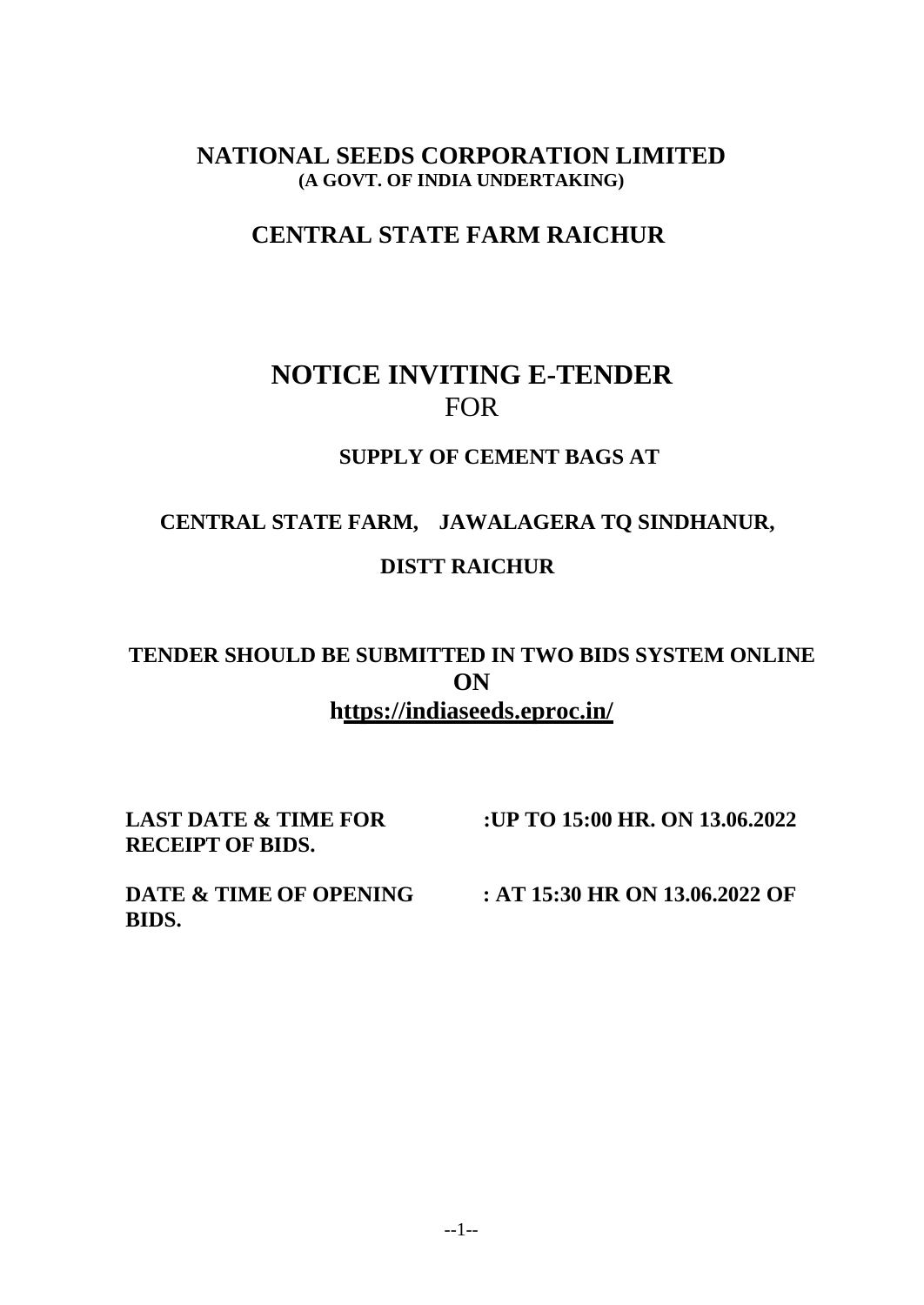# NATIONAL SEEDS CORPORATION LIMITED

**(A GOVT. OF INDIA UNDERTAKING)**

## CENTRAL STATE FARM RAICHUR

# NOTICE INVITING E-TENDER

FOR

**SUPPLY OF CEMENT BAGS AT**

**CENTRAL STATE FARM, JAWALAGERA TQ SINDHANUR,**

**DISTT RAICHUR**

**TENDER SHOULD BE SUBMITTED IN TWO BIDS SYSTEM ONLINE ON**

**https://indiaseeds.eproc.in/**

| | |
|---|---|
| **LAST DATE & TIME FOR RECEIPT OF BIDS.** | **:UP TO 15:00 HR. ON 13.06.2022** |
| **DATE & TIME OF OPENING BIDS.** | **: AT 15:30 HR ON 13.06.2022 OF** |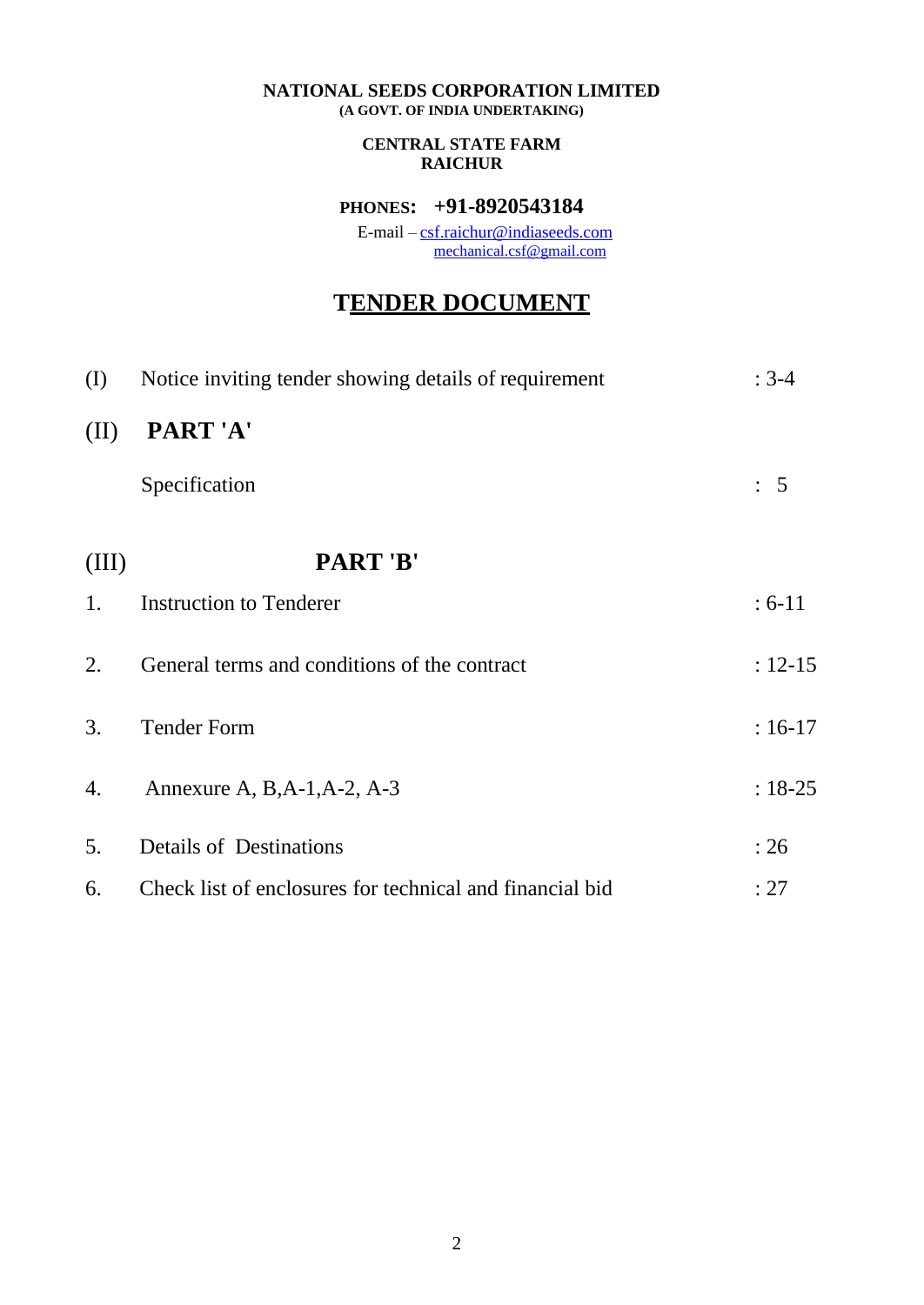**NATIONAL SEEDS CORPORATION LIMITED**
**(A GOVT. OF INDIA UNDERTAKING)**

**CENTRAL STATE FARM**
**RAICHUR**

**PHONES: +91-8920543184**

E-mail – csf.raichur@indiaseeds.com
mechanical.csf@gmail.com

# TENDER DOCUMENT

| | | |
|---|---|---|
| (I) | Notice inviting tender showing details of requirement | : 3-4 |
| (II) | **PART 'A'** | |
| | Specification | : 5 |
| (III) | **PART 'B'** | |
| 1. | Instruction to Tenderer | : 6-11 |
| 2. | General terms and conditions of the contract | : 12-15 |
| 3. | Tender Form | : 16-17 |
| 4. | Annexure A, B,A-1,A-2, A-3 | : 18-25 |
| 5. | Details of Destinations | : 26 |
| 6. | Check list of enclosures for technical and financial bid | : 27 |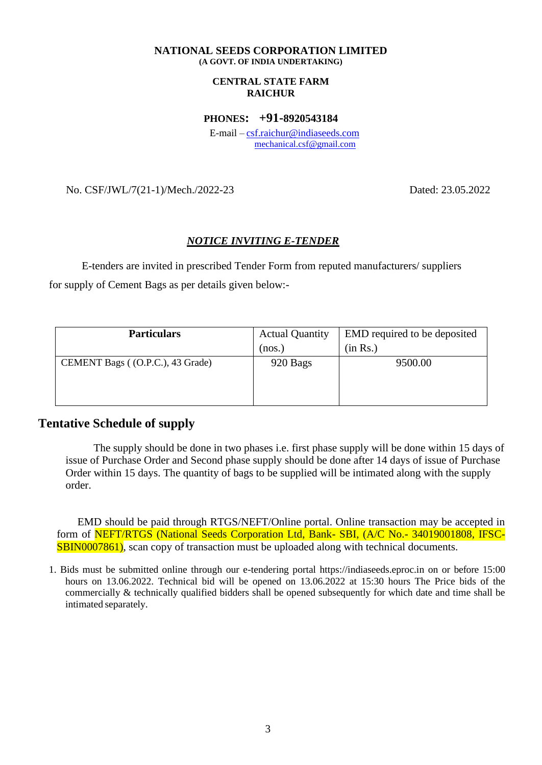**NATIONAL SEEDS CORPORATION LIMITED**
**(A GOVT. OF INDIA UNDERTAKING)**

**CENTRAL STATE FARM**
**RAICHUR**

**PHONES: +91-8920543184**

E-mail – csf.raichur@indiaseeds.com
mechanical.csf@gmail.com

No. CSF/JWL/7(21-1)/Mech./2022-23 Dated: 23.05.2022

***NOTICE INVITING E-TENDER***

E-tenders are invited in prescribed Tender Form from reputed manufacturers/ suppliers for supply of Cement Bags as per details given below:-

| **Particulars** | Actual Quantity (nos.) | EMD required to be deposited (in Rs.) |
|---|---|---|
| CEMENT Bags ( (O.P.C.), 43 Grade) | 920 Bags | 9500.00 |

## Tentative Schedule of supply

The supply should be done in two phases i.e. first phase supply will be done within 15 days of issue of Purchase Order and Second phase supply should be done after 14 days of issue of Purchase Order within 15 days. The quantity of bags to be supplied will be intimated along with the supply order.

EMD should be paid through RTGS/NEFT/Online portal. Online transaction may be accepted in form of NEFT/RTGS (National Seeds Corporation Ltd, Bank- SBI, (A/C No.- 34019001808, IFSC-SBIN0007861), scan copy of transaction must be uploaded along with technical documents.

1. Bids must be submitted online through our e-tendering portal https://indiaseeds.eproc.in on or before 15:00 hours on 13.06.2022. Technical bid will be opened on 13.06.2022 at 15:30 hours The Price bids of the commercially & technically qualified bidders shall be opened subsequently for which date and time shall be intimated separately.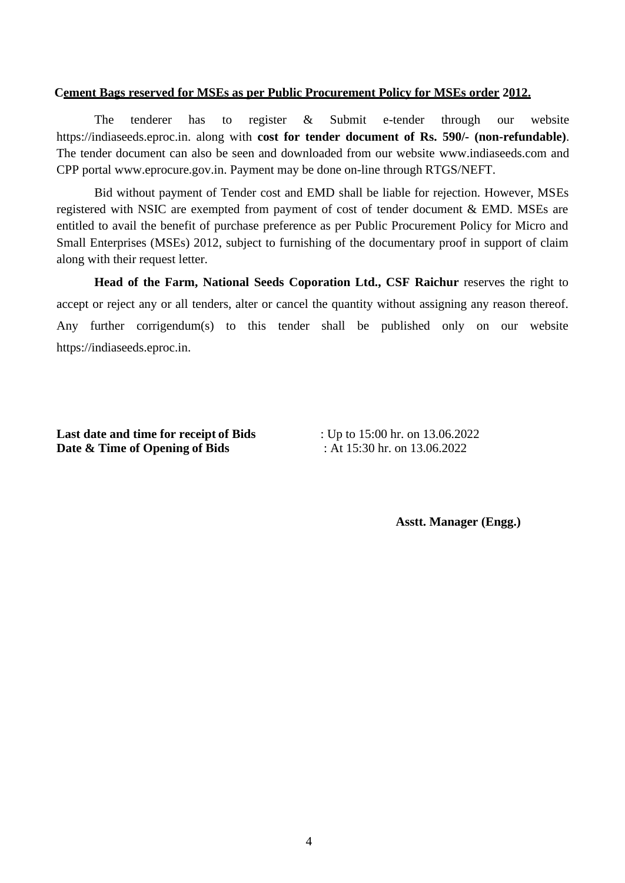**Cement Bags reserved for MSEs as per Public Procurement Policy for MSEs order 2012.**

The tenderer has to register & Submit e-tender through our website https://indiaseeds.eproc.in. along with **cost for tender document of Rs. 590/- (non-refundable)**. The tender document can also be seen and downloaded from our website www.indiaseeds.com and CPP portal www.eprocure.gov.in. Payment may be done on-line through RTGS/NEFT.

Bid without payment of Tender cost and EMD shall be liable for rejection. However, MSEs registered with NSIC are exempted from payment of cost of tender document & EMD. MSEs are entitled to avail the benefit of purchase preference as per Public Procurement Policy for Micro and Small Enterprises (MSEs) 2012, subject to furnishing of the documentary proof in support of claim along with their request letter.

**Head of the Farm, National Seeds Coporation Ltd., CSF Raichur** reserves the right to accept or reject any or all tenders, alter or cancel the quantity without assigning any reason thereof. Any further corrigendum(s) to this tender shall be published only on our website https://indiaseeds.eproc.in.

**Last date and time for receipt of Bids** : Up to 15:00 hr. on 13.06.2022
**Date & Time of Opening of Bids** : At 15:30 hr. on 13.06.2022

**Asstt. Manager (Engg.)**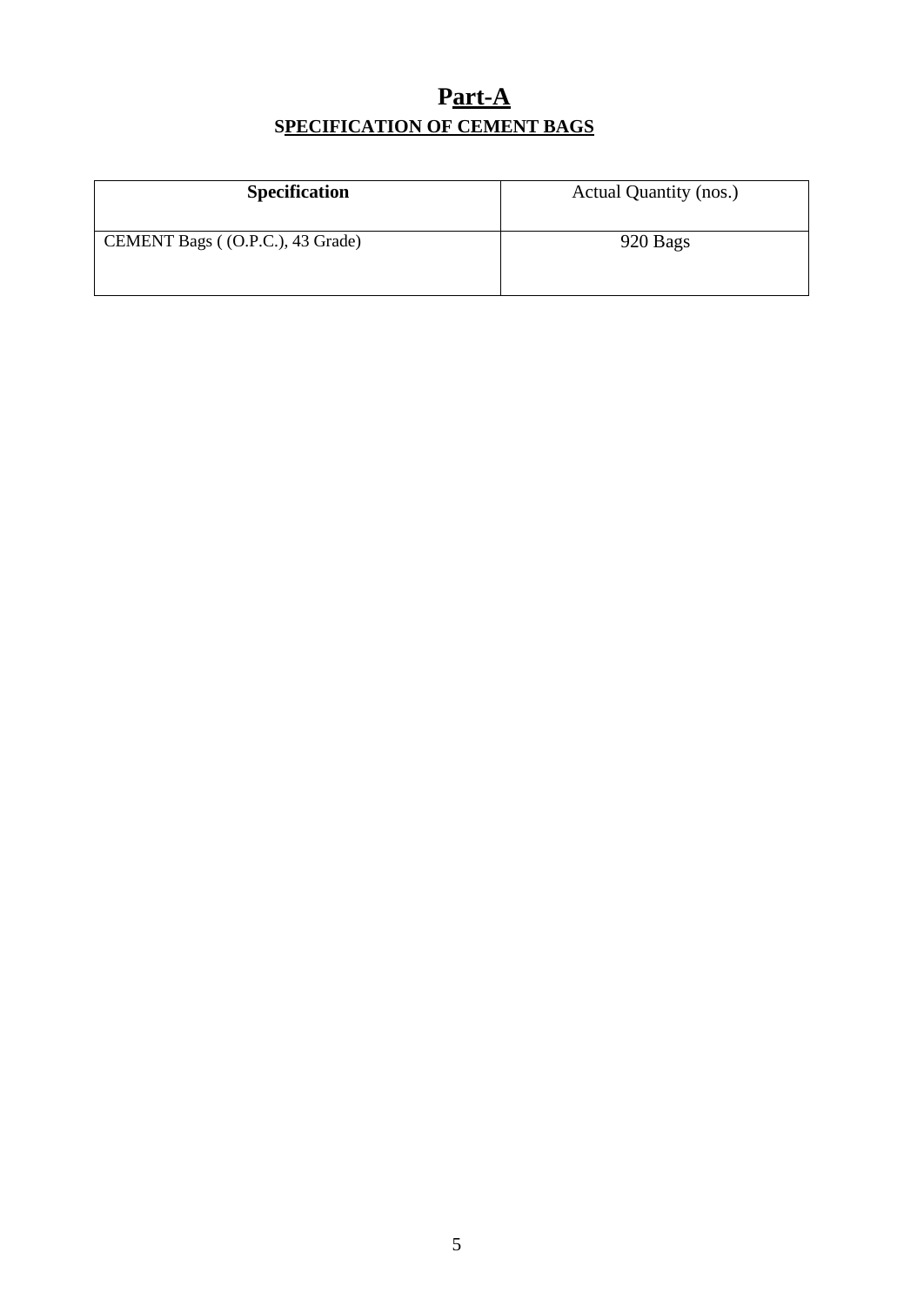# Part-A

## SPECIFICATION OF CEMENT BAGS

| **Specification** | Actual Quantity (nos.) |
|---|---|
| CEMENT Bags ( (O.P.C.), 43 Grade) | 920 Bags |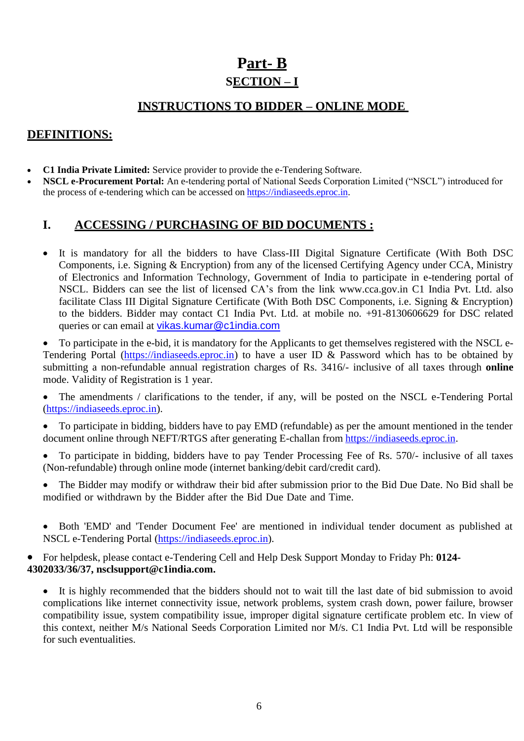# Part- B

## SECTION – I

### INSTRUCTIONS TO BIDDER – ONLINE MODE

## DEFINITIONS:

- **C1 India Private Limited:** Service provider to provide the e-Tendering Software.
- **NSCL e-Procurement Portal:** An e-tendering portal of National Seeds Corporation Limited ("NSCL") introduced for the process of e-tendering which can be accessed on https://indiaseeds.eproc.in.

## I. ACCESSING / PURCHASING OF BID DOCUMENTS :

- It is mandatory for all the bidders to have Class-III Digital Signature Certificate (With Both DSC Components, i.e. Signing & Encryption) from any of the licensed Certifying Agency under CCA, Ministry of Electronics and Information Technology, Government of India to participate in e-tendering portal of NSCL. Bidders can see the list of licensed CA's from the link www.cca.gov.in C1 India Pvt. Ltd. also facilitate Class III Digital Signature Certificate (With Both DSC Components, i.e. Signing & Encryption) to the bidders. Bidder may contact C1 India Pvt. Ltd. at mobile no. +91-8130606629 for DSC related queries or can email at vikas.kumar@c1india.com

- To participate in the e-bid, it is mandatory for the Applicants to get themselves registered with the NSCL e-Tendering Portal (https://indiaseeds.eproc.in) to have a user ID & Password which has to be obtained by submitting a non-refundable annual registration charges of Rs. 3416/- inclusive of all taxes through **online** mode. Validity of Registration is 1 year.

- The amendments / clarifications to the tender, if any, will be posted on the NSCL e-Tendering Portal (https://indiaseeds.eproc.in).

- To participate in bidding, bidders have to pay EMD (refundable) as per the amount mentioned in the tender document online through NEFT/RTGS after generating E-challan from https://indiaseeds.eproc.in.

- To participate in bidding, bidders have to pay Tender Processing Fee of Rs. 570/- inclusive of all taxes (Non-refundable) through online mode (internet banking/debit card/credit card).

- The Bidder may modify or withdraw their bid after submission prior to the Bid Due Date. No Bid shall be modified or withdrawn by the Bidder after the Bid Due Date and Time.

- Both 'EMD' and 'Tender Document Fee' are mentioned in individual tender document as published at NSCL e-Tendering Portal (https://indiaseeds.eproc.in).

- For helpdesk, please contact e-Tendering Cell and Help Desk Support Monday to Friday Ph: **0124-4302033/36/37, nsclsupport@c1india.com.**

- It is highly recommended that the bidders should not to wait till the last date of bid submission to avoid complications like internet connectivity issue, network problems, system crash down, power failure, browser compatibility issue, system compatibility issue, improper digital signature certificate problem etc. In view of this context, neither M/s National Seeds Corporation Limited nor M/s. C1 India Pvt. Ltd will be responsible for such eventualities.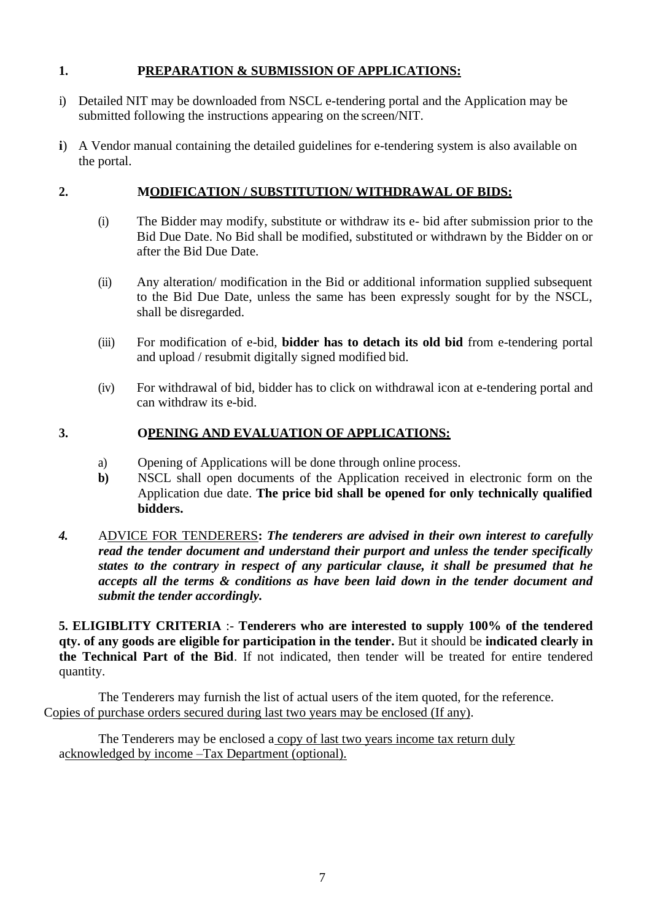## 1. PREPARATION & SUBMISSION OF APPLICATIONS:

i) Detailed NIT may be downloaded from NSCL e-tendering portal and the Application may be submitted following the instructions appearing on the screen/NIT.

**i**) A Vendor manual containing the detailed guidelines for e-tendering system is also available on the portal.

## 2. MODIFICATION / SUBSTITUTION/ WITHDRAWAL OF BIDS:

(i) The Bidder may modify, substitute or withdraw its e- bid after submission prior to the Bid Due Date. No Bid shall be modified, substituted or withdrawn by the Bidder on or after the Bid Due Date.

(ii) Any alteration/ modification in the Bid or additional information supplied subsequent to the Bid Due Date, unless the same has been expressly sought for by the NSCL, shall be disregarded.

(iii) For modification of e-bid, **bidder has to detach its old bid** from e-tendering portal and upload / resubmit digitally signed modified bid.

(iv) For withdrawal of bid, bidder has to click on withdrawal icon at e-tendering portal and can withdraw its e-bid.

## 3. OPENING AND EVALUATION OF APPLICATIONS:

a) Opening of Applications will be done through online process.

**b)** NSCL shall open documents of the Application received in electronic form on the Application due date. **The price bid shall be opened for only technically qualified bidders.**

***4.*** ADVICE FOR TENDERERS**:** ***The tenderers are advised in their own interest to carefully read the tender document and understand their purport and unless the tender specifically states to the contrary in respect of any particular clause, it shall be presumed that he accepts all the terms & conditions as have been laid down in the tender document and submit the tender accordingly.***

**5. ELIGIBLITY CRITERIA** :- **Tenderers who are interested to supply 100% of the tendered qty. of any goods are eligible for participation in the tender.** But it should be **indicated clearly in the Technical Part of the Bid**. If not indicated, then tender will be treated for entire tendered quantity.

The Tenderers may furnish the list of actual users of the item quoted, for the reference. Copies of purchase orders secured during last two years may be enclosed (If any).

The Tenderers may be enclosed a copy of last two years income tax return duly acknowledged by income –Tax Department (optional).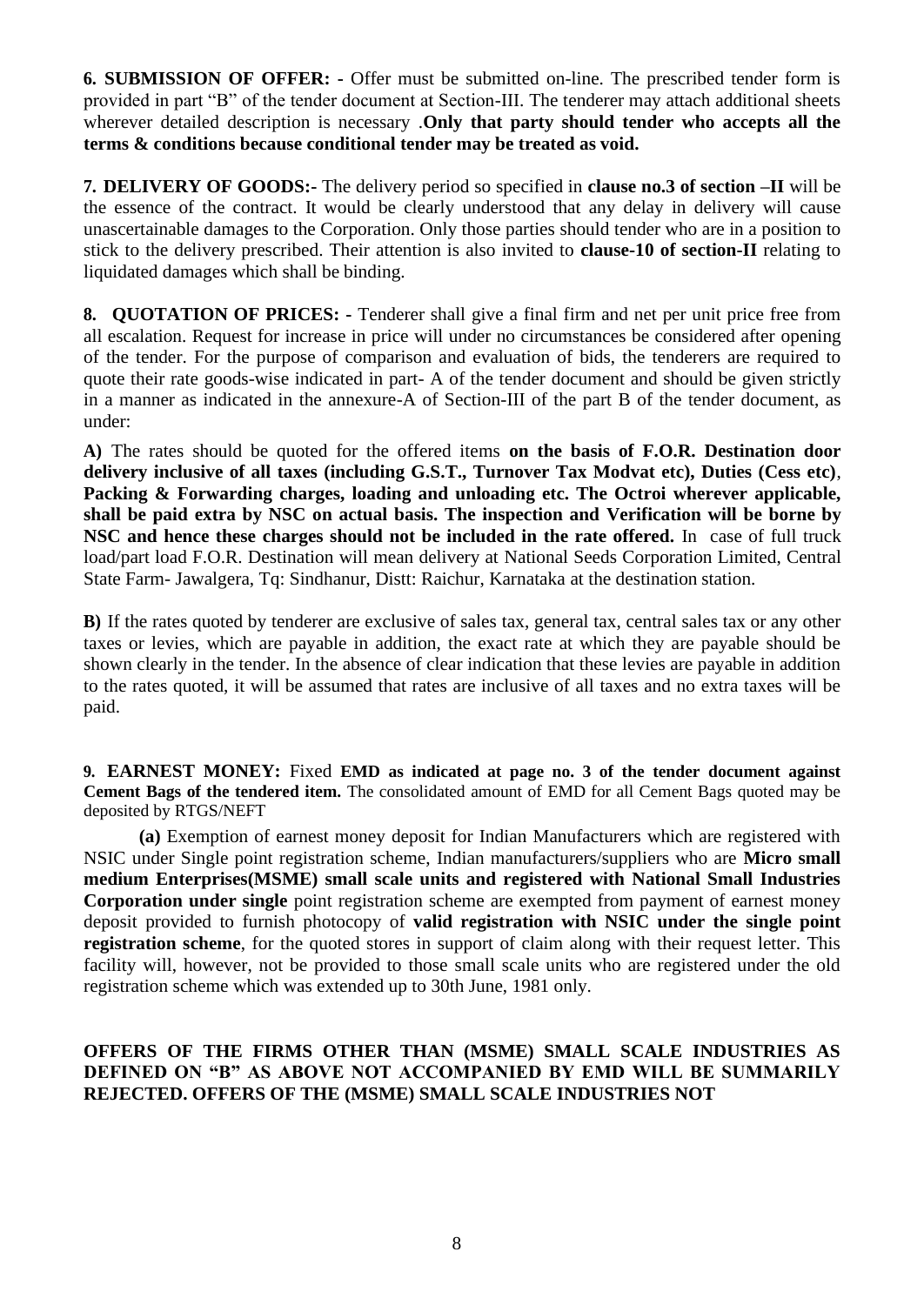**6. SUBMISSION OF OFFER: -** Offer must be submitted on-line. The prescribed tender form is provided in part "B" of the tender document at Section-III. The tenderer may attach additional sheets wherever detailed description is necessary .**Only that party should tender who accepts all the terms & conditions because conditional tender may be treated as void.**

**7. DELIVERY OF GOODS:-** The delivery period so specified in **clause no.3 of section –II** will be the essence of the contract. It would be clearly understood that any delay in delivery will cause unascertainable damages to the Corporation. Only those parties should tender who are in a position to stick to the delivery prescribed. Their attention is also invited to **clause-10 of section-II** relating to liquidated damages which shall be binding.

**8. QUOTATION OF PRICES: -** Tenderer shall give a final firm and net per unit price free from all escalation. Request for increase in price will under no circumstances be considered after opening of the tender. For the purpose of comparison and evaluation of bids, the tenderers are required to quote their rate goods-wise indicated in part- A of the tender document and should be given strictly in a manner as indicated in the annexure-A of Section-III of the part B of the tender document, as under:

**A)** The rates should be quoted for the offered items **on the basis of F.O.R. Destination door delivery inclusive of all taxes (including G.S.T., Turnover Tax Modvat etc), Duties (Cess etc)**, **Packing & Forwarding charges, loading and unloading etc. The Octroi wherever applicable, shall be paid extra by NSC on actual basis. The inspection and Verification will be borne by NSC and hence these charges should not be included in the rate offered.** In case of full truck load/part load F.O.R. Destination will mean delivery at National Seeds Corporation Limited, Central State Farm- Jawalgera, Tq: Sindhanur, Distt: Raichur, Karnataka at the destination station.

**B)** If the rates quoted by tenderer are exclusive of sales tax, general tax, central sales tax or any other taxes or levies, which are payable in addition, the exact rate at which they are payable should be shown clearly in the tender. In the absence of clear indication that these levies are payable in addition to the rates quoted, it will be assumed that rates are inclusive of all taxes and no extra taxes will be paid.

**9. EARNEST MONEY:** Fixed **EMD as indicated at page no. 3 of the tender document against Cement Bags of the tendered item.** The consolidated amount of EMD for all Cement Bags quoted may be deposited by RTGS/NEFT

**(a)** Exemption of earnest money deposit for Indian Manufacturers which are registered with NSIC under Single point registration scheme, Indian manufacturers/suppliers who are **Micro small medium Enterprises(MSME) small scale units and registered with National Small Industries Corporation under single** point registration scheme are exempted from payment of earnest money deposit provided to furnish photocopy of **valid registration with NSIC under the single point registration scheme**, for the quoted stores in support of claim along with their request letter. This facility will, however, not be provided to those small scale units who are registered under the old registration scheme which was extended up to 30th June, 1981 only.

**OFFERS OF THE FIRMS OTHER THAN (MSME) SMALL SCALE INDUSTRIES AS DEFINED ON "B" AS ABOVE NOT ACCOMPANIED BY EMD WILL BE SUMMARILY REJECTED. OFFERS OF THE (MSME) SMALL SCALE INDUSTRIES NOT**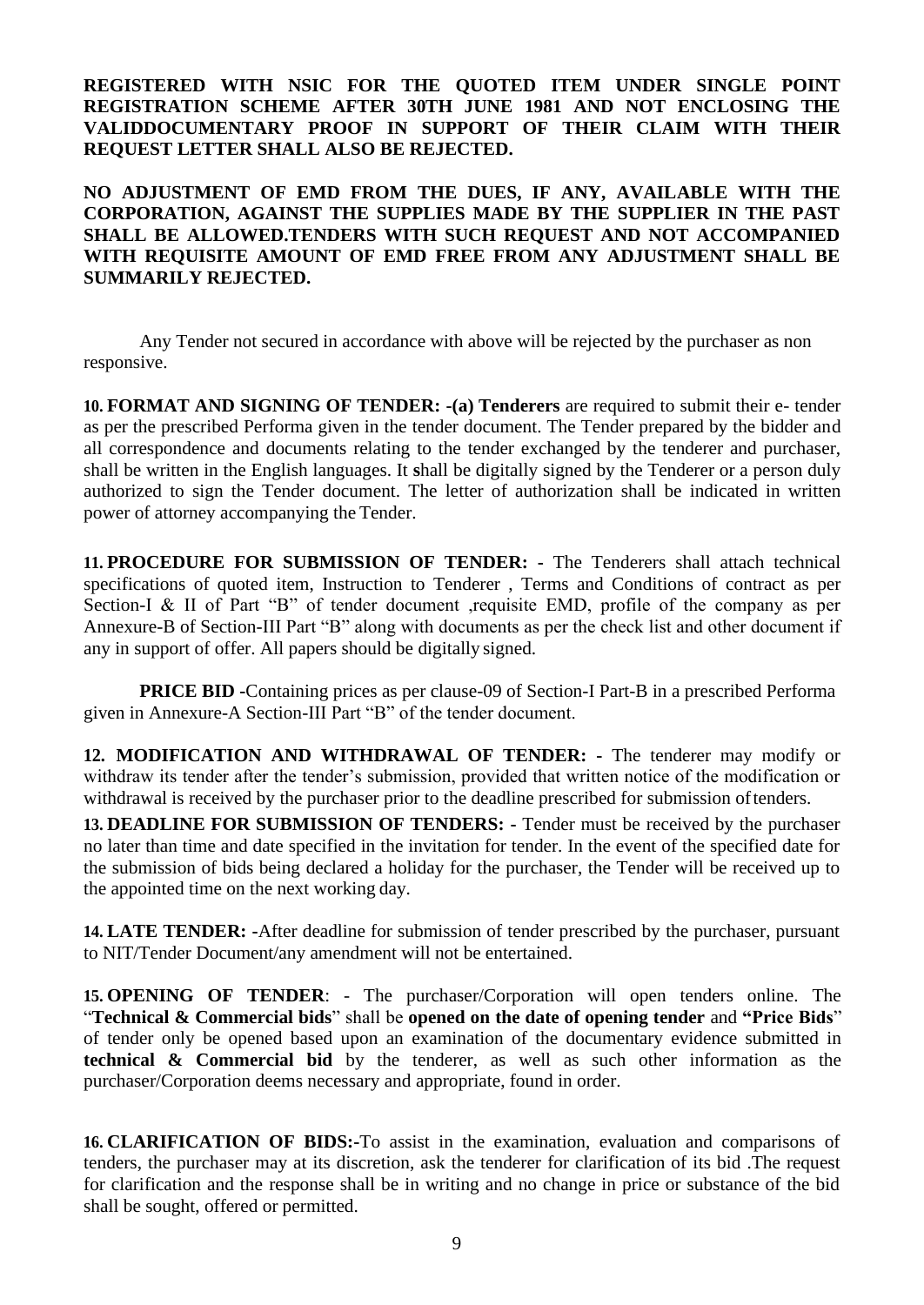**REGISTERED WITH NSIC FOR THE QUOTED ITEM UNDER SINGLE POINT REGISTRATION SCHEME AFTER 30TH JUNE 1981 AND NOT ENCLOSING THE VALIDDOCUMENTARY PROOF IN SUPPORT OF THEIR CLAIM WITH THEIR REQUEST LETTER SHALL ALSO BE REJECTED.**

**NO ADJUSTMENT OF EMD FROM THE DUES, IF ANY, AVAILABLE WITH THE CORPORATION, AGAINST THE SUPPLIES MADE BY THE SUPPLIER IN THE PAST SHALL BE ALLOWED.TENDERS WITH SUCH REQUEST AND NOT ACCOMPANIED WITH REQUISITE AMOUNT OF EMD FREE FROM ANY ADJUSTMENT SHALL BE SUMMARILY REJECTED.**

Any Tender not secured in accordance with above will be rejected by the purchaser as non responsive.

**10. FORMAT AND SIGNING OF TENDER: -(a) Tenderers** are required to submit their e- tender as per the prescribed Performa given in the tender document. The Tender prepared by the bidder and all correspondence and documents relating to the tender exchanged by the tenderer and purchaser, shall be written in the English languages. It **s**hall be digitally signed by the Tenderer or a person duly authorized to sign the Tender document. The letter of authorization shall be indicated in written power of attorney accompanying the Tender.

**11. PROCEDURE FOR SUBMISSION OF TENDER: -** The Tenderers shall attach technical specifications of quoted item, Instruction to Tenderer , Terms and Conditions of contract as per Section-I & II of Part "B" of tender document ,requisite EMD, profile of the company as per Annexure-B of Section-III Part "B" along with documents as per the check list and other document if any in support of offer. All papers should be digitally signed.

**PRICE BID -**Containing prices as per clause-09 of Section-I Part-B in a prescribed Performa given in Annexure-A Section-III Part "B" of the tender document.

**12. MODIFICATION AND WITHDRAWAL OF TENDER: -** The tenderer may modify or withdraw its tender after the tender's submission, provided that written notice of the modification or withdrawal is received by the purchaser prior to the deadline prescribed for submission of tenders.

**13. DEADLINE FOR SUBMISSION OF TENDERS: -** Tender must be received by the purchaser no later than time and date specified in the invitation for tender. In the event of the specified date for the submission of bids being declared a holiday for the purchaser, the Tender will be received up to the appointed time on the next working day.

**14. LATE TENDER: -**After deadline for submission of tender prescribed by the purchaser, pursuant to NIT/Tender Document/any amendment will not be entertained.

**15. OPENING OF TENDER**: - The purchaser/Corporation will open tenders online. The "**Technical & Commercial bids**" shall be **opened on the date of opening tender** and **"Price Bids**" of tender only be opened based upon an examination of the documentary evidence submitted in **technical & Commercial bid** by the tenderer, as well as such other information as the purchaser/Corporation deems necessary and appropriate, found in order.

**16. CLARIFICATION OF BIDS:-**To assist in the examination, evaluation and comparisons of tenders, the purchaser may at its discretion, ask the tenderer for clarification of its bid .The request for clarification and the response shall be in writing and no change in price or substance of the bid shall be sought, offered or permitted.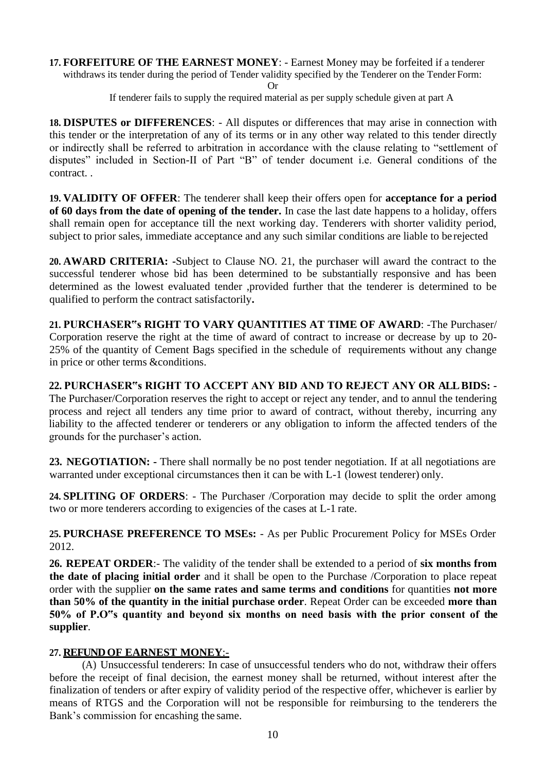**17. FORFEITURE OF THE EARNEST MONEY**: - Earnest Money may be forfeited if a tenderer withdraws its tender during the period of Tender validity specified by the Tenderer on the Tender Form:

Or

If tenderer fails to supply the required material as per supply schedule given at part A

**18. DISPUTES or DIFFERENCES**: - All disputes or differences that may arise in connection with this tender or the interpretation of any of its terms or in any other way related to this tender directly or indirectly shall be referred to arbitration in accordance with the clause relating to "settlement of disputes" included in Section-II of Part "B" of tender document i.e. General conditions of the contract. .

**19. VALIDITY OF OFFER**: The tenderer shall keep their offers open for **acceptance for a period of 60 days from the date of opening of the tender.** In case the last date happens to a holiday, offers shall remain open for acceptance till the next working day. Tenderers with shorter validity period, subject to prior sales, immediate acceptance and any such similar conditions are liable to be rejected

**20. AWARD CRITERIA:** -Subject to Clause NO. 21, the purchaser will award the contract to the successful tenderer whose bid has been determined to be substantially responsive and has been determined as the lowest evaluated tender ,provided further that the tenderer is determined to be qualified to perform the contract satisfactorily**.**

**21. PURCHASER"s RIGHT TO VARY QUANTITIES AT TIME OF AWARD**: -The Purchaser/ Corporation reserve the right at the time of award of contract to increase or decrease by up to 20-25% of the quantity of Cement Bags specified in the schedule of requirements without any change in price or other terms &conditions.

**22. PURCHASER"s RIGHT TO ACCEPT ANY BID AND TO REJECT ANY OR ALL BIDS: -** The Purchaser/Corporation reserves the right to accept or reject any tender, and to annul the tendering process and reject all tenders any time prior to award of contract, without thereby, incurring any liability to the affected tenderer or tenderers or any obligation to inform the affected tenders of the grounds for the purchaser's action.

**23. NEGOTIATION: -** There shall normally be no post tender negotiation. If at all negotiations are warranted under exceptional circumstances then it can be with L-1 (lowest tenderer) only.

**24. SPLITING OF ORDERS**: - The Purchaser /Corporation may decide to split the order among two or more tenderers according to exigencies of the cases at L-1 rate.

**25. PURCHASE PREFERENCE TO MSEs:** - As per Public Procurement Policy for MSEs Order 2012.

**26. REPEAT ORDER**:- The validity of the tender shall be extended to a period of **six months from the date of placing initial order** and it shall be open to the Purchase /Corporation to place repeat order with the supplier **on the same rates and same terms and conditions** for quantities **not more than 50% of the quantity in the initial purchase order**. Repeat Order can be exceeded **more than 50% of P.O"s quantity and beyond six months on need basis with the prior consent of the supplier**.

**27. REFUND OF EARNEST MONEY**:-

(A) Unsuccessful tenderers: In case of unsuccessful tenders who do not, withdraw their offers before the receipt of final decision, the earnest money shall be returned, without interest after the finalization of tenders or after expiry of validity period of the respective offer, whichever is earlier by means of RTGS and the Corporation will not be responsible for reimbursing to the tenderers the Bank's commission for encashing the same.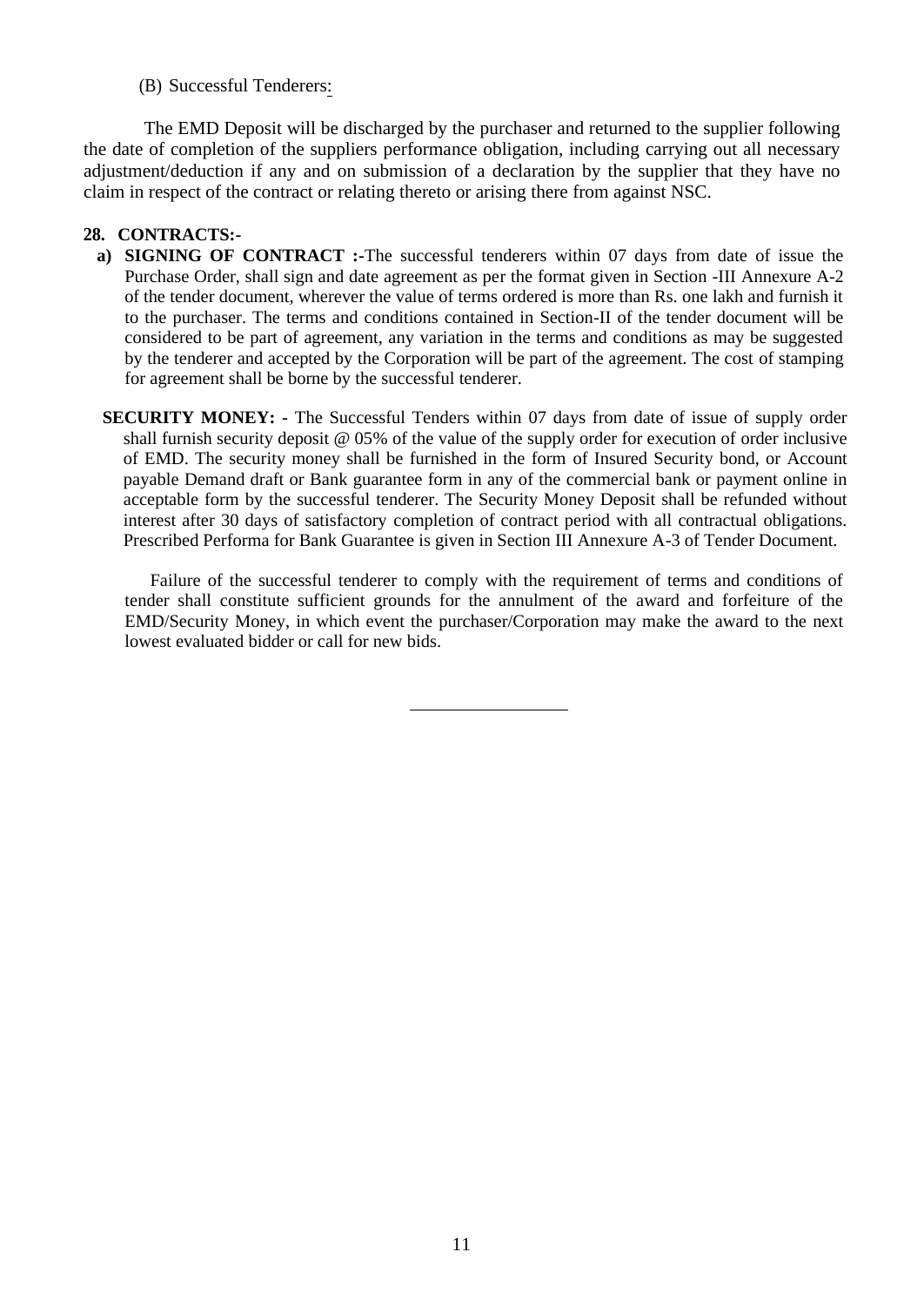(B) Successful Tenderers:

The EMD Deposit will be discharged by the purchaser and returned to the supplier following the date of completion of the suppliers performance obligation, including carrying out all necessary adjustment/deduction if any and on submission of a declaration by the supplier that they have no claim in respect of the contract or relating thereto or arising there from against NSC.

**28. CONTRACTS:-**

**a) SIGNING OF CONTRACT :-**The successful tenderers within 07 days from date of issue the Purchase Order, shall sign and date agreement as per the format given in Section -III Annexure A-2 of the tender document, wherever the value of terms ordered is more than Rs. one lakh and furnish it to the purchaser. The terms and conditions contained in Section-II of the tender document will be considered to be part of agreement, any variation in the terms and conditions as may be suggested by the tenderer and accepted by the Corporation will be part of the agreement. The cost of stamping for agreement shall be borne by the successful tenderer.

**SECURITY MONEY: -** The Successful Tenders within 07 days from date of issue of supply order shall furnish security deposit @ 05% of the value of the supply order for execution of order inclusive of EMD. The security money shall be furnished in the form of Insured Security bond, or Account payable Demand draft or Bank guarantee form in any of the commercial bank or payment online in acceptable form by the successful tenderer. The Security Money Deposit shall be refunded without interest after 30 days of satisfactory completion of contract period with all contractual obligations. Prescribed Performa for Bank Guarantee is given in Section III Annexure A-3 of Tender Document.

Failure of the successful tenderer to comply with the requirement of terms and conditions of tender shall constitute sufficient grounds for the annulment of the award and forfeiture of the EMD/Security Money, in which event the purchaser/Corporation may make the award to the next lowest evaluated bidder or call for new bids.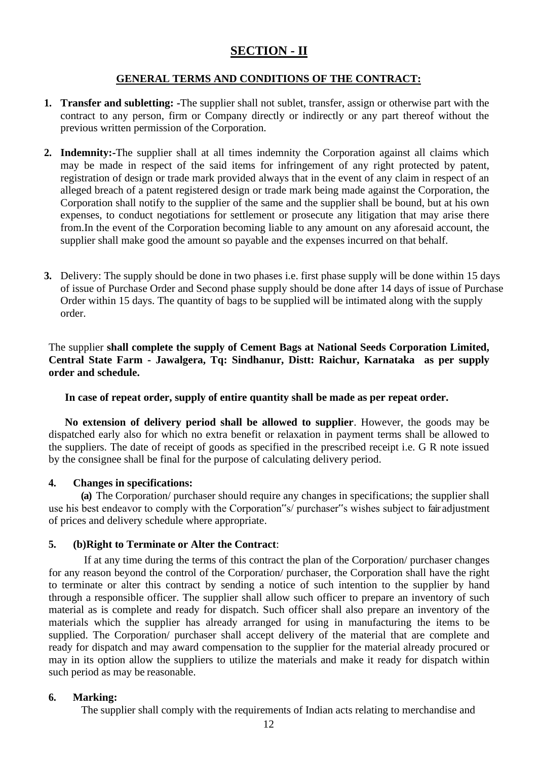# SECTION - II

## GENERAL TERMS AND CONDITIONS OF THE CONTRACT:

1. **Transfer and subletting: -**The supplier shall not sublet, transfer, assign or otherwise part with the contract to any person, firm or Company directly or indirectly or any part thereof without the previous written permission of the Corporation.

2. **Indemnity:-**The supplier shall at all times indemnity the Corporation against all claims which may be made in respect of the said items for infringement of any right protected by patent, registration of design or trade mark provided always that in the event of any claim in respect of an alleged breach of a patent registered design or trade mark being made against the Corporation, the Corporation shall notify to the supplier of the same and the supplier shall be bound, but at his own expenses, to conduct negotiations for settlement or prosecute any litigation that may arise there from.In the event of the Corporation becoming liable to any amount on any aforesaid account, the supplier shall make good the amount so payable and the expenses incurred on that behalf.

3. Delivery: The supply should be done in two phases i.e. first phase supply will be done within 15 days of issue of Purchase Order and Second phase supply should be done after 14 days of issue of Purchase Order within 15 days. The quantity of bags to be supplied will be intimated along with the supply order.

The supplier **shall complete the supply of Cement Bags at National Seeds Corporation Limited, Central State Farm - Jawalgera, Tq: Sindhanur, Distt: Raichur, Karnataka as per supply order and schedule.**

**In case of repeat order, supply of entire quantity shall be made as per repeat order.**

**No extension of delivery period shall be allowed to supplier**. However, the goods may be dispatched early also for which no extra benefit or relaxation in payment terms shall be allowed to the suppliers. The date of receipt of goods as specified in the prescribed receipt i.e. G R note issued by the consignee shall be final for the purpose of calculating delivery period.

**4. Changes in specifications:**

**(a)** The Corporation/ purchaser should require any changes in specifications; the supplier shall use his best endeavor to comply with the Corporation"s/ purchaser"s wishes subject to fair adjustment of prices and delivery schedule where appropriate.

**5. (b)Right to Terminate or Alter the Contract**:

If at any time during the terms of this contract the plan of the Corporation/ purchaser changes for any reason beyond the control of the Corporation/ purchaser, the Corporation shall have the right to terminate or alter this contract by sending a notice of such intention to the supplier by hand through a responsible officer. The supplier shall allow such officer to prepare an inventory of such material as is complete and ready for dispatch. Such officer shall also prepare an inventory of the materials which the supplier has already arranged for using in manufacturing the items to be supplied. The Corporation/ purchaser shall accept delivery of the material that are complete and ready for dispatch and may award compensation to the supplier for the material already procured or may in its option allow the suppliers to utilize the materials and make it ready for dispatch within such period as may be reasonable.

**6. Marking:**

The supplier shall comply with the requirements of Indian acts relating to merchandise and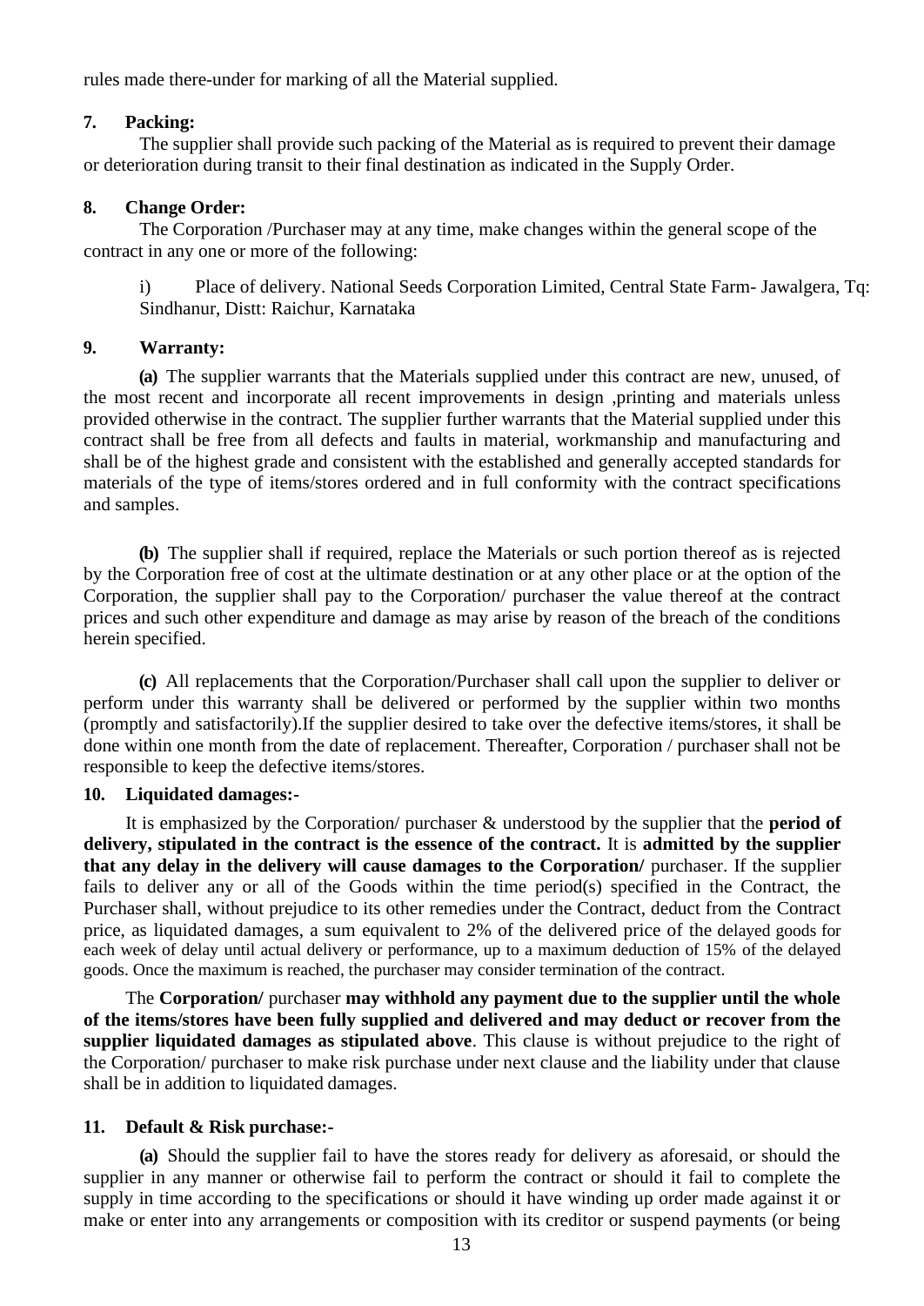rules made there-under for marking of all the Material supplied.

**7. Packing:**

The supplier shall provide such packing of the Material as is required to prevent their damage or deterioration during transit to their final destination as indicated in the Supply Order.

**8. Change Order:**

The Corporation /Purchaser may at any time, make changes within the general scope of the contract in any one or more of the following:

i) Place of delivery. National Seeds Corporation Limited, Central State Farm- Jawalgera, Tq: Sindhanur, Distt: Raichur, Karnataka

**9. Warranty:**

**(a)** The supplier warrants that the Materials supplied under this contract are new, unused, of the most recent and incorporate all recent improvements in design ,printing and materials unless provided otherwise in the contract. The supplier further warrants that the Material supplied under this contract shall be free from all defects and faults in material, workmanship and manufacturing and shall be of the highest grade and consistent with the established and generally accepted standards for materials of the type of items/stores ordered and in full conformity with the contract specifications and samples.

**(b)** The supplier shall if required, replace the Materials or such portion thereof as is rejected by the Corporation free of cost at the ultimate destination or at any other place or at the option of the Corporation, the supplier shall pay to the Corporation/ purchaser the value thereof at the contract prices and such other expenditure and damage as may arise by reason of the breach of the conditions herein specified.

**(c)** All replacements that the Corporation/Purchaser shall call upon the supplier to deliver or perform under this warranty shall be delivered or performed by the supplier within two months (promptly and satisfactorily).If the supplier desired to take over the defective items/stores, it shall be done within one month from the date of replacement. Thereafter, Corporation / purchaser shall not be responsible to keep the defective items/stores.

**10. Liquidated damages:-**

It is emphasized by the Corporation/ purchaser & understood by the supplier that the **period of delivery, stipulated in the contract is the essence of the contract.** It is **admitted by the supplier that any delay in the delivery will cause damages to the Corporation/** purchaser. If the supplier fails to deliver any or all of the Goods within the time period(s) specified in the Contract, the Purchaser shall, without prejudice to its other remedies under the Contract, deduct from the Contract price, as liquidated damages, a sum equivalent to 2% of the delivered price of the delayed goods for each week of delay until actual delivery or performance, up to a maximum deduction of 15% of the delayed goods. Once the maximum is reached, the purchaser may consider termination of the contract.

The **Corporation/** purchaser **may withhold any payment due to the supplier until the whole of the items/stores have been fully supplied and delivered and may deduct or recover from the supplier liquidated damages as stipulated above**. This clause is without prejudice to the right of the Corporation/ purchaser to make risk purchase under next clause and the liability under that clause shall be in addition to liquidated damages.

**11. Default & Risk purchase:-**

**(a)** Should the supplier fail to have the stores ready for delivery as aforesaid, or should the supplier in any manner or otherwise fail to perform the contract or should it fail to complete the supply in time according to the specifications or should it have winding up order made against it or make or enter into any arrangements or composition with its creditor or suspend payments (or being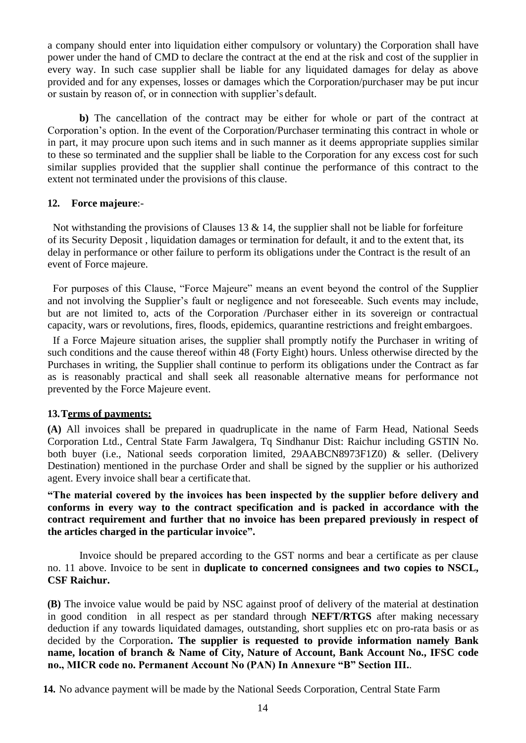a company should enter into liquidation either compulsory or voluntary) the Corporation shall have power under the hand of CMD to declare the contract at the end at the risk and cost of the supplier in every way. In such case supplier shall be liable for any liquidated damages for delay as above provided and for any expenses, losses or damages which the Corporation/purchaser may be put incur or sustain by reason of, or in connection with supplier's default.

**b)** The cancellation of the contract may be either for whole or part of the contract at Corporation's option. In the event of the Corporation/Purchaser terminating this contract in whole or in part, it may procure upon such items and in such manner as it deems appropriate supplies similar to these so terminated and the supplier shall be liable to the Corporation for any excess cost for such similar supplies provided that the supplier shall continue the performance of this contract to the extent not terminated under the provisions of this clause.

**12. Force majeure**:-

Not withstanding the provisions of Clauses 13 & 14, the supplier shall not be liable for forfeiture of its Security Deposit , liquidation damages or termination for default, it and to the extent that, its delay in performance or other failure to perform its obligations under the Contract is the result of an event of Force majeure.

For purposes of this Clause, "Force Majeure" means an event beyond the control of the Supplier and not involving the Supplier's fault or negligence and not foreseeable. Such events may include, but are not limited to, acts of the Corporation /Purchaser either in its sovereign or contractual capacity, wars or revolutions, fires, floods, epidemics, quarantine restrictions and freight embargoes.

If a Force Majeure situation arises, the supplier shall promptly notify the Purchaser in writing of such conditions and the cause thereof within 48 (Forty Eight) hours. Unless otherwise directed by the Purchases in writing, the Supplier shall continue to perform its obligations under the Contract as far as is reasonably practical and shall seek all reasonable alternative means for performance not prevented by the Force Majeure event.

**13. Terms of payments:**

**(A)** All invoices shall be prepared in quadruplicate in the name of Farm Head, National Seeds Corporation Ltd., Central State Farm Jawalgera, Tq Sindhanur Dist: Raichur including GSTIN No. both buyer (i.e., National seeds corporation limited, 29AABCN8973F1Z0) & seller. (Delivery Destination) mentioned in the purchase Order and shall be signed by the supplier or his authorized agent. Every invoice shall bear a certificate that.

**"The material covered by the invoices has been inspected by the supplier before delivery and conforms in every way to the contract specification and is packed in accordance with the contract requirement and further that no invoice has been prepared previously in respect of the articles charged in the particular invoice".**

Invoice should be prepared according to the GST norms and bear a certificate as per clause no. 11 above. Invoice to be sent in **duplicate to concerned consignees and two copies to NSCL, CSF Raichur.**

**(B)** The invoice value would be paid by NSC against proof of delivery of the material at destination in good condition in all respect as per standard through **NEFT/RTGS** after making necessary deduction if any towards liquidated damages, outstanding, short supplies etc on pro-rata basis or as decided by the Corporation**. The supplier is requested to provide information namely Bank name, location of branch & Name of City, Nature of Account, Bank Account No., IFSC code no., MICR code no. Permanent Account No (PAN) In Annexure "B" Section III.**.

**14.** No advance payment will be made by the National Seeds Corporation, Central State Farm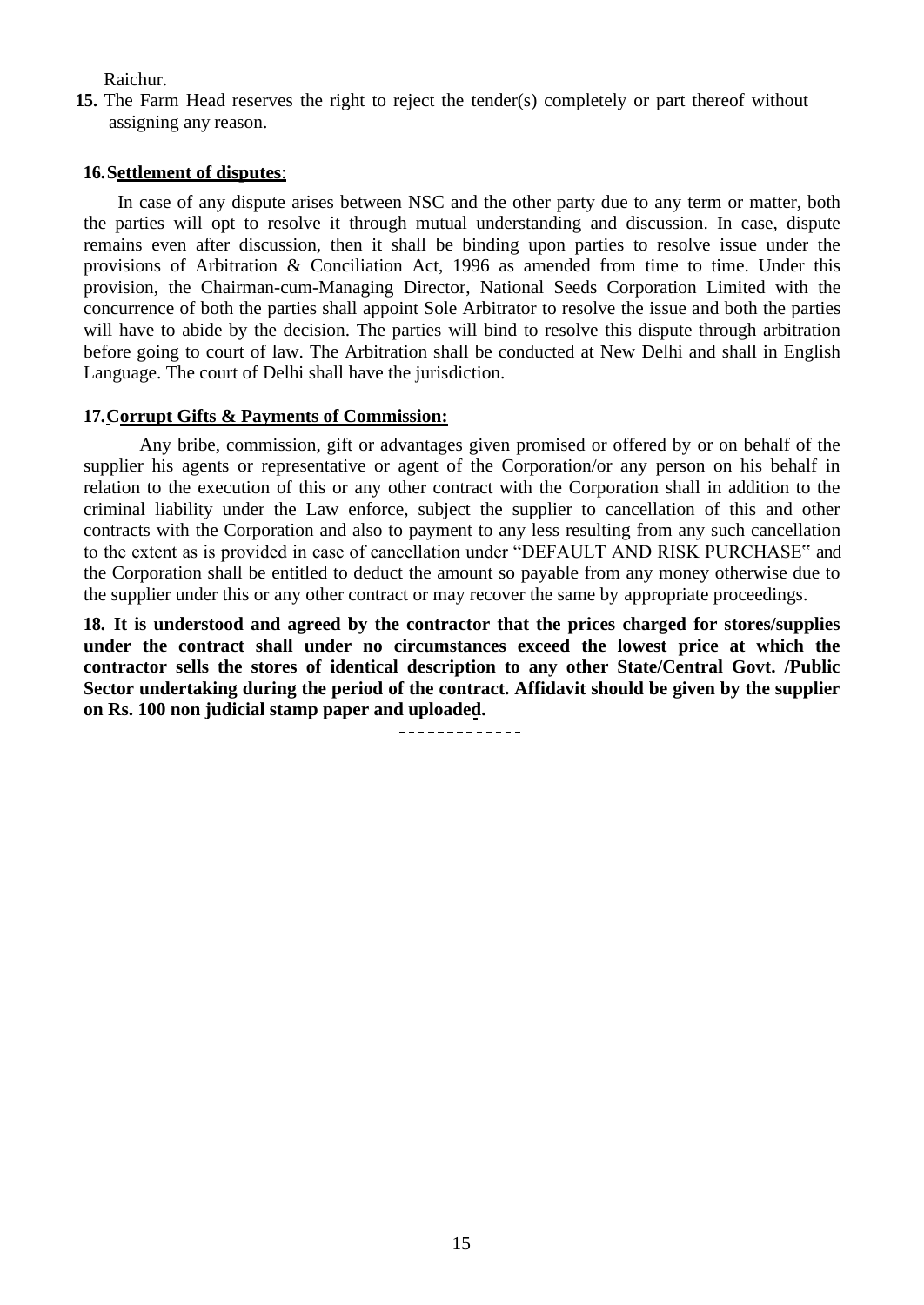Raichur.

**15.** The Farm Head reserves the right to reject the tender(s) completely or part thereof without assigning any reason.

**16. Settlement of disputes**:

In case of any dispute arises between NSC and the other party due to any term or matter, both the parties will opt to resolve it through mutual understanding and discussion. In case, dispute remains even after discussion, then it shall be binding upon parties to resolve issue under the provisions of Arbitration & Conciliation Act, 1996 as amended from time to time. Under this provision, the Chairman-cum-Managing Director, National Seeds Corporation Limited with the concurrence of both the parties shall appoint Sole Arbitrator to resolve the issue and both the parties will have to abide by the decision. The parties will bind to resolve this dispute through arbitration before going to court of law. The Arbitration shall be conducted at New Delhi and shall in English Language. The court of Delhi shall have the jurisdiction.

**17. Corrupt Gifts & Payments of Commission:**

Any bribe, commission, gift or advantages given promised or offered by or on behalf of the supplier his agents or representative or agent of the Corporation/or any person on his behalf in relation to the execution of this or any other contract with the Corporation shall in addition to the criminal liability under the Law enforce, subject the supplier to cancellation of this and other contracts with the Corporation and also to payment to any less resulting from any such cancellation to the extent as is provided in case of cancellation under "DEFAULT AND RISK PURCHASE" and the Corporation shall be entitled to deduct the amount so payable from any money otherwise due to the supplier under this or any other contract or may recover the same by appropriate proceedings.

**18. It is understood and agreed by the contractor that the prices charged for stores/supplies under the contract shall under no circumstances exceed the lowest price at which the contractor sells the stores of identical description to any other State/Central Govt. /Public Sector undertaking during the period of the contract. Affidavit should be given by the supplier on Rs. 100 non judicial stamp paper and uploaded.**

-------------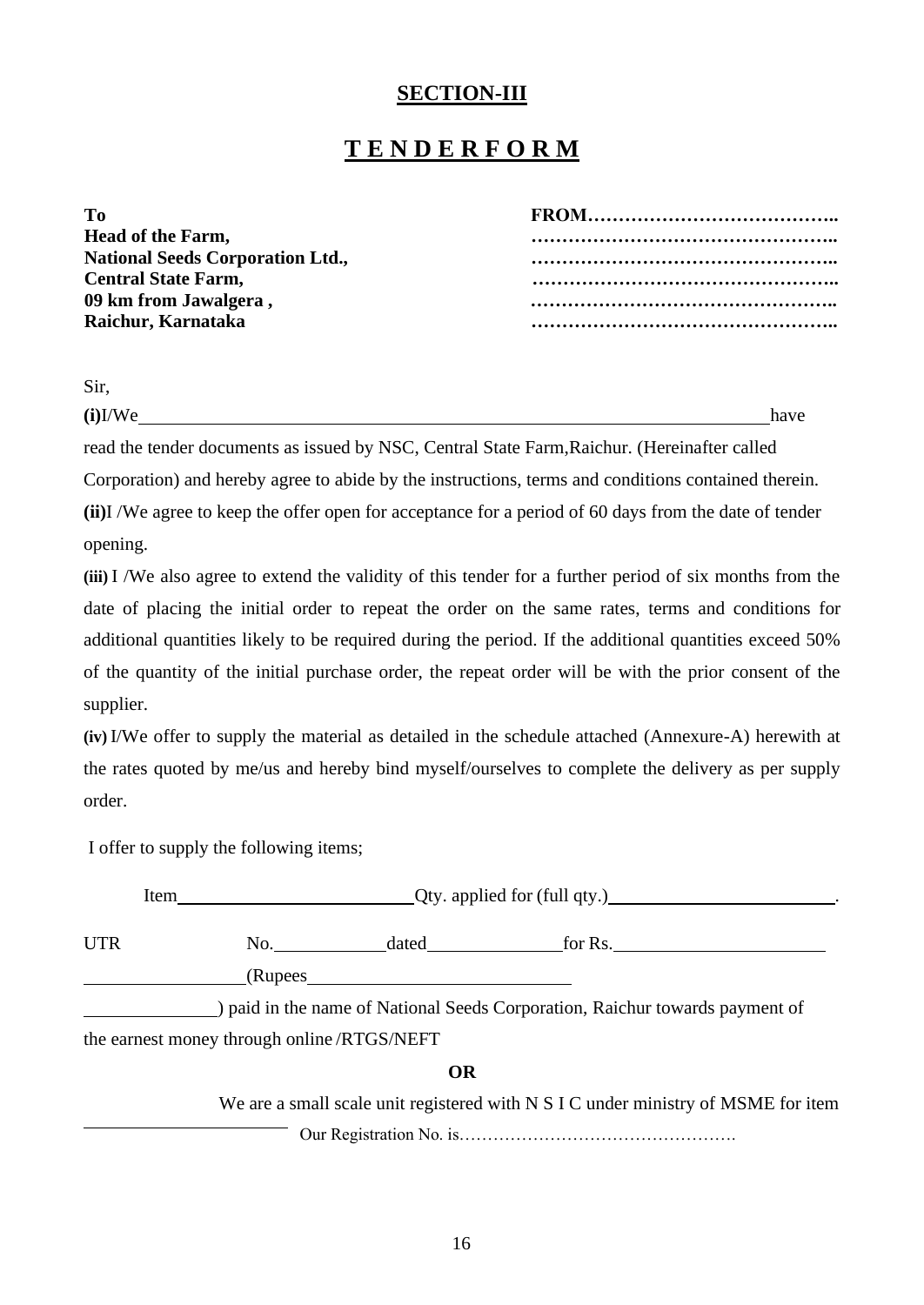## SECTION-III

# T E N D E R F O R M

| To | FROM………………………………….. |
|---|---|
| Head of the Farm, | ………………………………………….. |
| National Seeds Corporation Ltd., | ………………………………………….. |
| Central State Farm, | ………………………………………….. |
| 09 km from Jawalgera , | ………………………………………….. |
| Raichur, Karnataka | ………………………………………….. |

Sir,

**(i)** I/We \_\_\_\_\_\_\_\_\_\_\_\_\_\_\_\_\_\_\_\_\_\_\_\_\_\_\_\_\_\_\_\_\_\_\_\_\_\_\_\_\_\_\_\_\_\_\_\_\_\_\_\_ have read the tender documents as issued by NSC, Central State Farm,Raichur. (Hereinafter called Corporation) and hereby agree to abide by the instructions, terms and conditions contained therein.

**(ii)** I /We agree to keep the offer open for acceptance for a period of 60 days from the date of tender opening.

**(iii)** I /We also agree to extend the validity of this tender for a further period of six months from the date of placing the initial order to repeat the order on the same rates, terms and conditions for additional quantities likely to be required during the period. If the additional quantities exceed 50% of the quantity of the initial purchase order, the repeat order will be with the prior consent of the supplier.

**(iv)** I/We offer to supply the material as detailed in the schedule attached (Annexure-A) herewith at the rates quoted by me/us and hereby bind myself/ourselves to complete the delivery as per supply order.

I offer to supply the following items;

Item \_\_\_\_\_\_\_\_\_\_\_\_\_\_\_\_\_\_\_\_ Qty. applied for (full qty.) \_\_\_\_\_\_\_\_\_\_\_\_\_\_\_\_\_\_\_\_.

UTR No. \_\_\_\_\_\_\_\_\_\_ dated \_\_\_\_\_\_\_\_\_\_\_\_ for Rs. \_\_\_\_\_\_\_\_\_\_\_\_\_\_\_\_\_\_\_\_ \_\_\_\_\_\_\_\_\_\_\_\_\_\_ (Rupees \_\_\_\_\_\_\_\_\_\_\_\_\_\_\_\_\_\_\_\_\_\_\_\_ \_\_\_\_\_\_\_\_\_\_\_\_) paid in the name of National Seeds Corporation, Raichur towards payment of the earnest money through online /RTGS/NEFT

**OR**

We are a small scale unit registered with N S I C under ministry of MSME for item \_\_\_\_\_\_\_\_\_\_\_\_\_\_\_\_\_\_\_\_ Our Registration No. is………………………………………….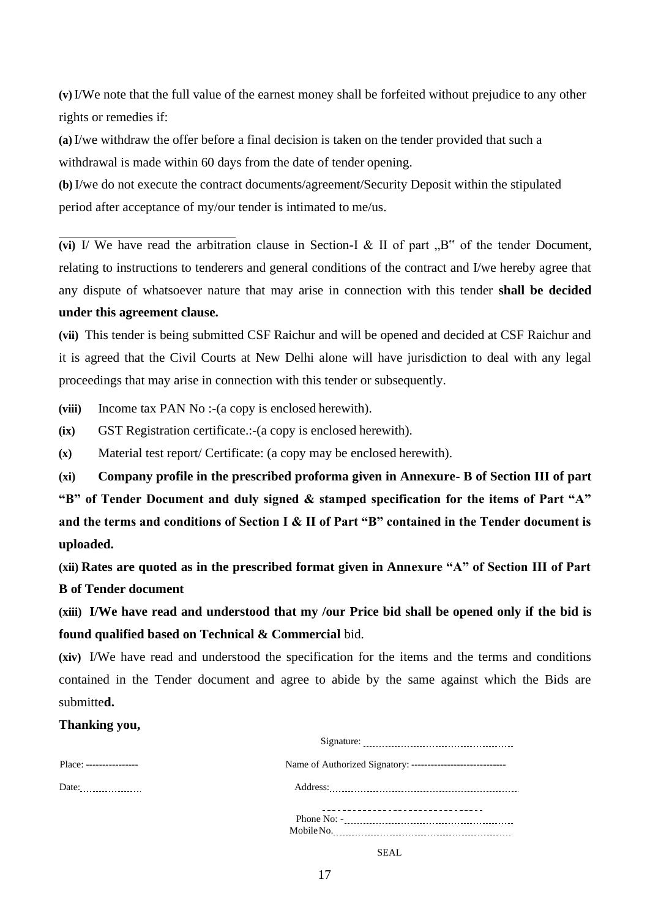**(v)** I/We note that the full value of the earnest money shall be forfeited without prejudice to any other rights or remedies if:

**(a)** I/we withdraw the offer before a final decision is taken on the tender provided that such a withdrawal is made within 60 days from the date of tender opening.

**(b)** I/we do not execute the contract documents/agreement/Security Deposit within the stipulated period after acceptance of my/our tender is intimated to me/us.

---

**(vi)** I/ We have read the arbitration clause in Section-I & II of part „B" of the tender Document, relating to instructions to tenderers and general conditions of the contract and I/we hereby agree that any dispute of whatsoever nature that may arise in connection with this tender **shall be decided under this agreement clause.**

**(vii)** This tender is being submitted CSF Raichur and will be opened and decided at CSF Raichur and it is agreed that the Civil Courts at New Delhi alone will have jurisdiction to deal with any legal proceedings that may arise in connection with this tender or subsequently.

**(viii)** Income tax PAN No :-(a copy is enclosed herewith).

**(ix)** GST Registration certificate.:-(a copy is enclosed herewith).

**(x)** Material test report/ Certificate: (a copy may be enclosed herewith).

**(xi) Company profile in the prescribed proforma given in Annexure- B of Section III of part "B" of Tender Document and duly signed & stamped specification for the items of Part "A" and the terms and conditions of Section I & II of Part "B" contained in the Tender document is uploaded.**

**(xii) Rates are quoted as in the prescribed format given in Annexure "A" of Section III of Part B of Tender document**

**(xiii) I/We have read and understood that my /our Price bid shall be opened only if the bid is found qualified based on Technical & Commercial** bid.

**(xiv)** I/We have read and understood the specification for the items and the terms and conditions contained in the Tender document and agree to abide by the same against which the Bids are submitte**d.**

**Thanking you,**

Signature: ..............................................

Place: ----------------

Name of Authorized Signatory: -----------------------------

Date: ....................

Address: ..............................................................

--------------------------------

Phone No: - ............................................

Mobile No. ............................................

SEAL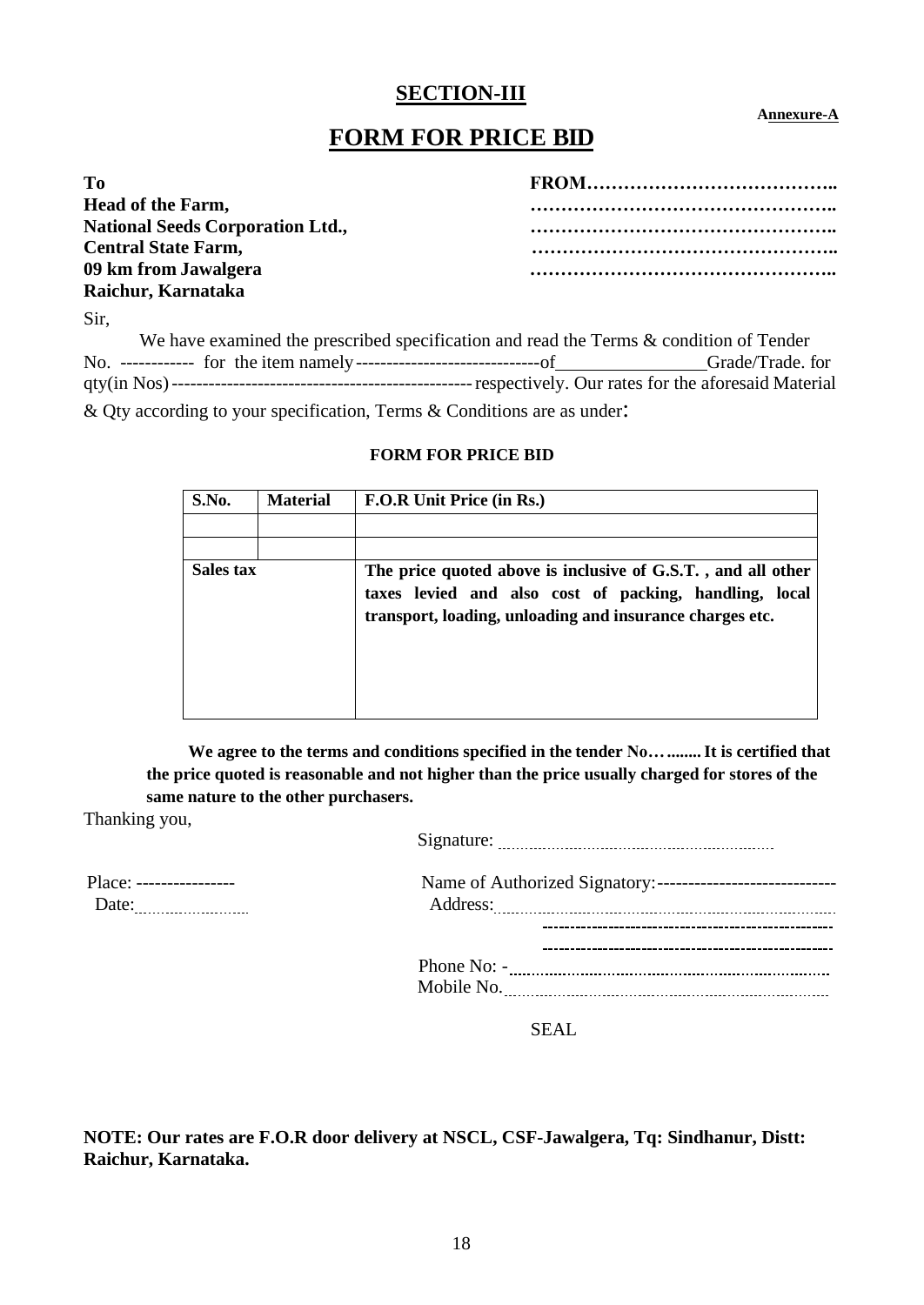## SECTION-III

**Annexure-A**

# FORM FOR PRICE BID

**To**
**Head of the Farm,**
**National Seeds Corporation Ltd.,**
**Central State Farm,**
**09 km from Jawalgera**
**Raichur, Karnataka**

**FROM…………………………………..**
**………………………………………..**
**………………………………………..**
**………………………………………..**
**………………………………………..**

Sir,

We have examined the prescribed specification and read the Terms & condition of Tender No. ------------ for the item namely ------------------------------of \_\_\_\_\_\_\_\_\_\_\_\_\_\_\_\_ Grade/Trade. for qty(in Nos) ------------------------------------------------ respectively. Our rates for the aforesaid Material & Qty according to your specification, Terms & Conditions are as under:

**FORM FOR PRICE BID**

| S.No. | Material | F.O.R Unit Price (in Rs.) |
|---|---|---|
| | | |
| | | |
| **Sales tax** | | **The price quoted above is inclusive of G.S.T. , and all other taxes levied and also cost of packing, handling, local transport, loading, unloading and insurance charges etc.** |

**We agree to the terms and conditions specified in the tender No…........ It is certified that the price quoted is reasonable and not higher than the price usually charged for stores of the same nature to the other purchasers.**

Thanking you,

Signature: ..............................................................

Place: ----------------

Date: ..........................

Name of Authorized Signatory:----------------------------

Address: ..............................................................................
----------------------------------------------------
----------------------------------------------------

Phone No: - .....................................................................

Mobile No. .........................................................................

SEAL

**NOTE: Our rates are F.O.R door delivery at NSCL, CSF-Jawalgera, Tq: Sindhanur, Distt: Raichur, Karnataka.**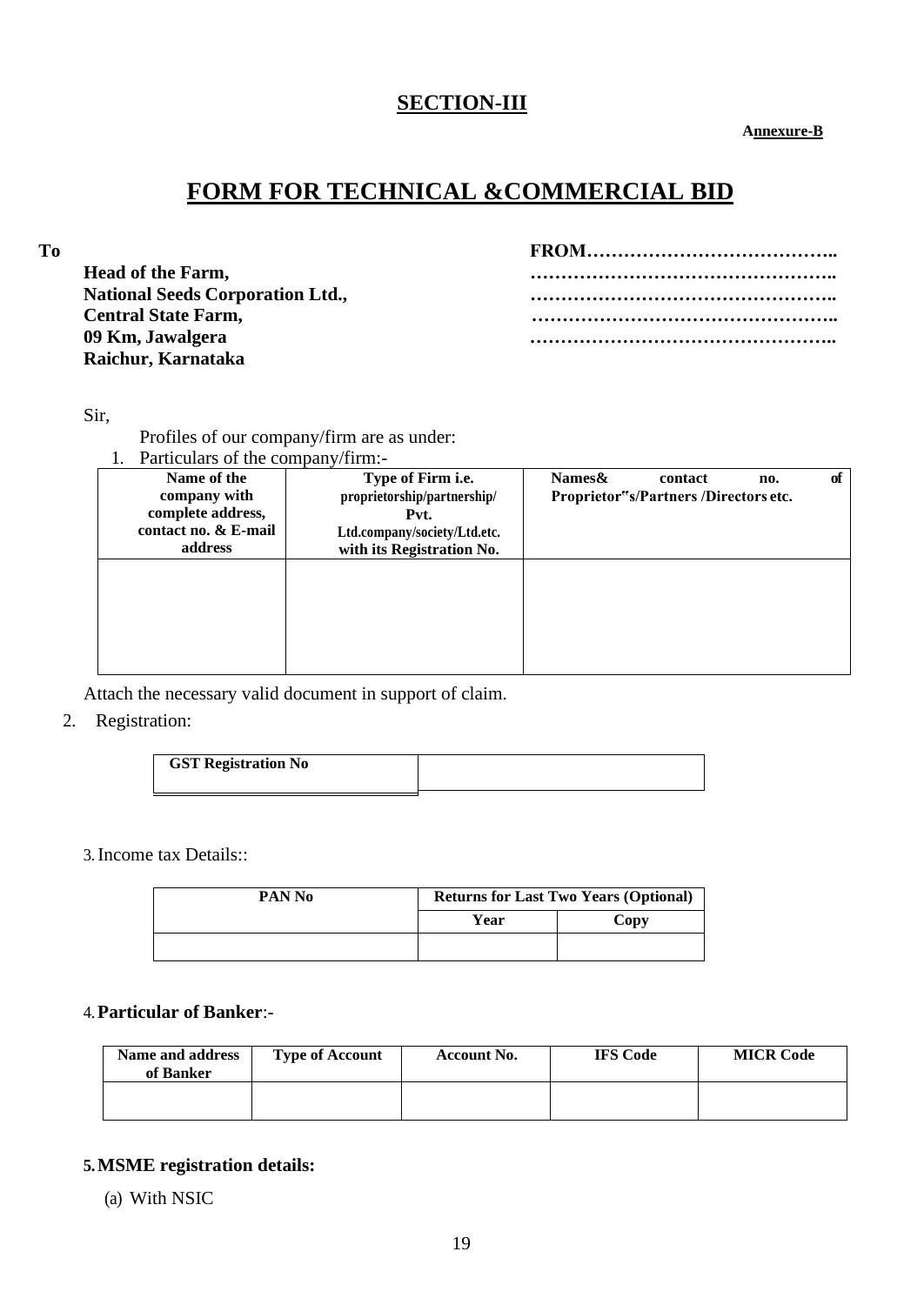## SECTION-III

**Annexure-B**

# FORM FOR TECHNICAL &COMMERCIAL BID

**To**

**Head of the Farm,**
**National Seeds Corporation Ltd.,**
**Central State Farm,**
**09 Km, Jawalgera**
**Raichur, Karnataka**

**FROM…………………………………..**
**…………………………………………..**
**…………………………………………..**
**…………………………………………..**
**…………………………………………..**

Sir,

Profiles of our company/firm are as under:

1. Particulars of the company/firm:-

| Name of the company with complete address, contact no. & E-mail address | Type of Firm i.e. proprietorship/partnership/ Pvt. Ltd.company/society/Ltd.etc. with its Registration No. | Names& contact no. of Proprietor"s/Partners /Directors etc. |
|---|---|---|
| | | |

Attach the necessary valid document in support of claim.

2. Registration:

| GST Registration No | |
|---|---|

3. Income tax Details::

| PAN No | Returns for Last Two Years (Optional) | |
|---|---|---|
| | Year | Copy |
| | | |

4. **Particular of Banker**:-

| Name and address of Banker | Type of Account | Account No. | IFS Code | MICR Code |
|---|---|---|---|---|
| | | | | |

5. **MSME registration details:**

(a) With NSIC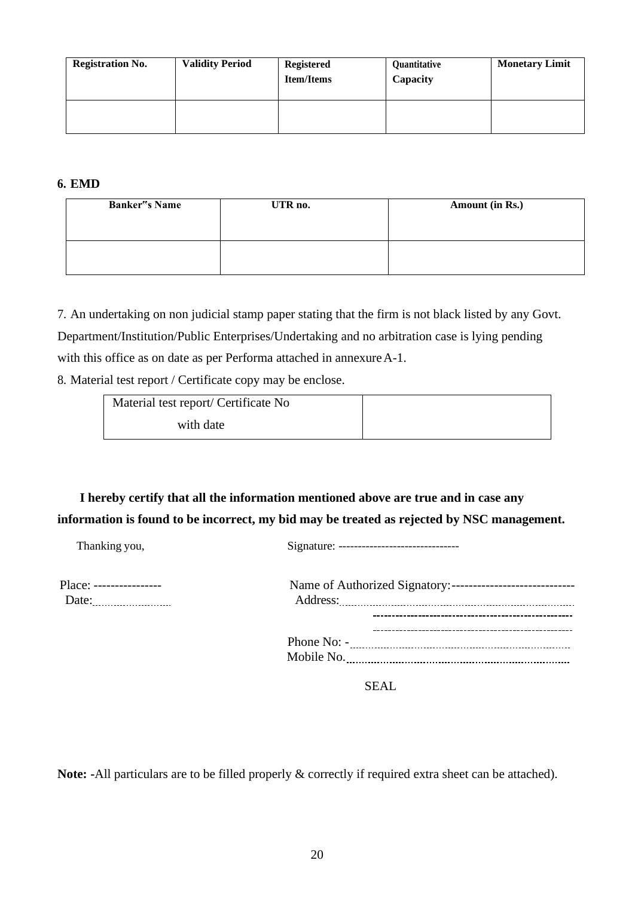| Registration No. | Validity Period | Registered Item/Items | Quantitative Capacity | Monetary Limit |
|---|---|---|---|---|
| | | | | |

**6. EMD**

| Banker"s Name | UTR no. | Amount (in Rs.) |
|---|---|---|
| | | |

7. An undertaking on non judicial stamp paper stating that the firm is not black listed by any Govt. Department/Institution/Public Enterprises/Undertaking and no arbitration case is lying pending with this office as on date as per Performa attached in annexure A-1.

8. Material test report / Certificate copy may be enclose.

| Material test report/ Certificate No with date | |
|---|---|

**I hereby certify that all the information mentioned above are true and in case any information is found to be incorrect, my bid may be treated as rejected by NSC management.**

Thanking you,

Signature: ------------------------------

Place: ----------------

Date:..........................

Name of Authorized Signatory:-----------------------------

Address:........................................................................

----------------------------------------------------

----------------------------------------------------

Phone No: - .................................................................

Mobile No. .................................................................

SEAL

**Note: -**All particulars are to be filled properly & correctly if required extra sheet can be attached).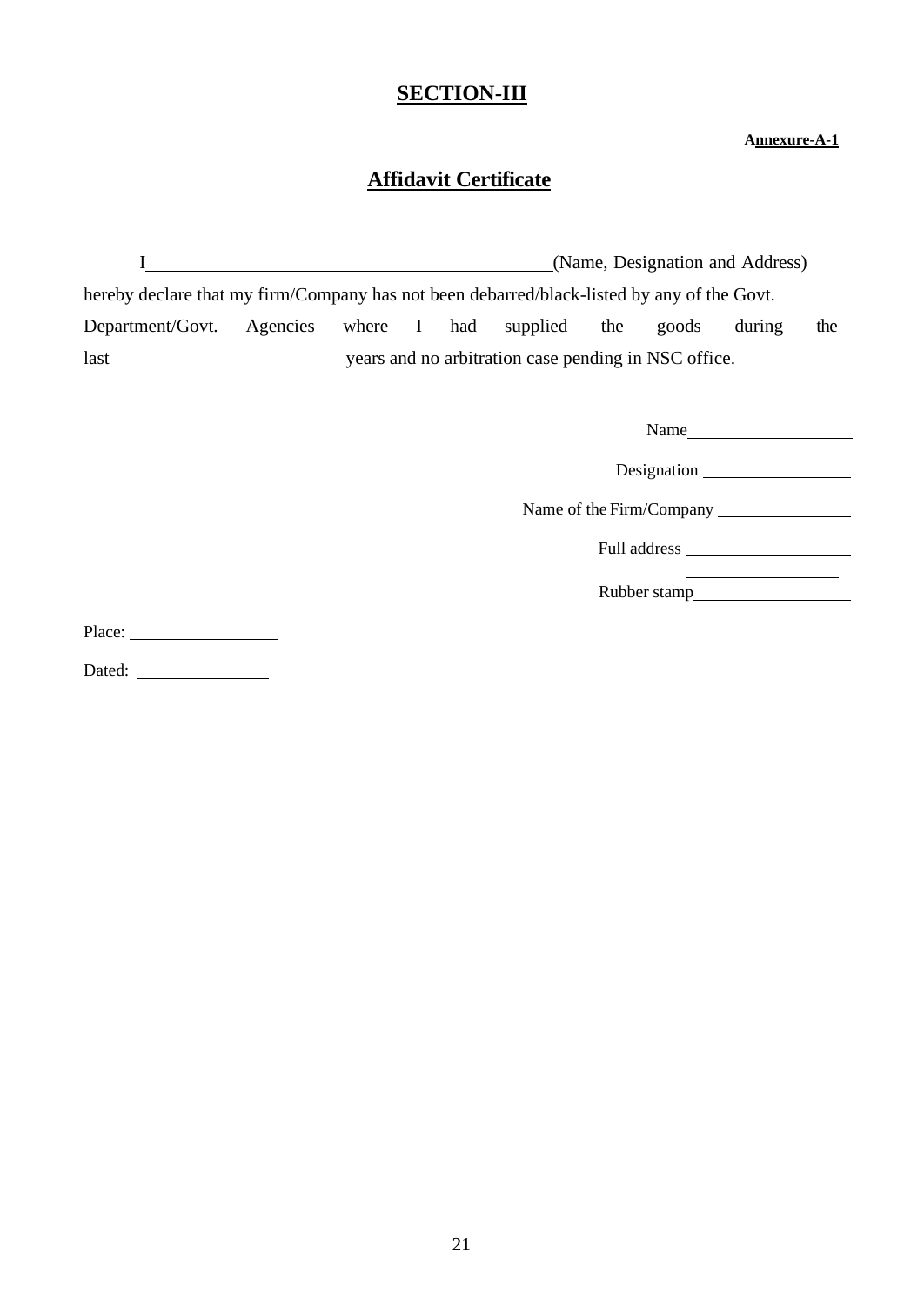# SECTION-III

**Annexure-A-1**

## Affidavit Certificate

I\_\_\_\_\_\_\_\_\_\_\_\_\_\_\_\_\_\_\_\_\_\_\_\_\_\_\_\_\_\_\_\_\_\_\_\_\_\_\_\_\_\_(Name, Designation and Address) hereby declare that my firm/Company has not been debarred/black-listed by any of the Govt. Department/Govt. Agencies where I had supplied the goods during the last\_\_\_\_\_\_\_\_\_\_\_\_\_\_\_\_\_\_\_\_\_\_\_\_\_years and no arbitration case pending in NSC office.

Name\_\_\_\_\_\_\_\_\_\_\_\_\_\_\_\_\_\_\_\_

Designation \_\_\_\_\_\_\_\_\_\_\_\_\_\_\_\_\_\_

Name of the Firm/Company \_\_\_\_\_\_\_\_\_\_\_\_\_\_\_\_

Full address \_\_\_\_\_\_\_\_\_\_\_\_\_\_\_\_\_\_\_\_

\_\_\_\_\_\_\_\_\_\_\_\_\_\_\_\_\_\_\_\_

Rubber stamp\_\_\_\_\_\_\_\_\_\_\_\_\_\_\_\_\_\_\_\_

Place: \_\_\_\_\_\_\_\_\_\_\_\_\_\_\_\_\_\_

Dated: \_\_\_\_\_\_\_\_\_\_\_\_\_\_\_\_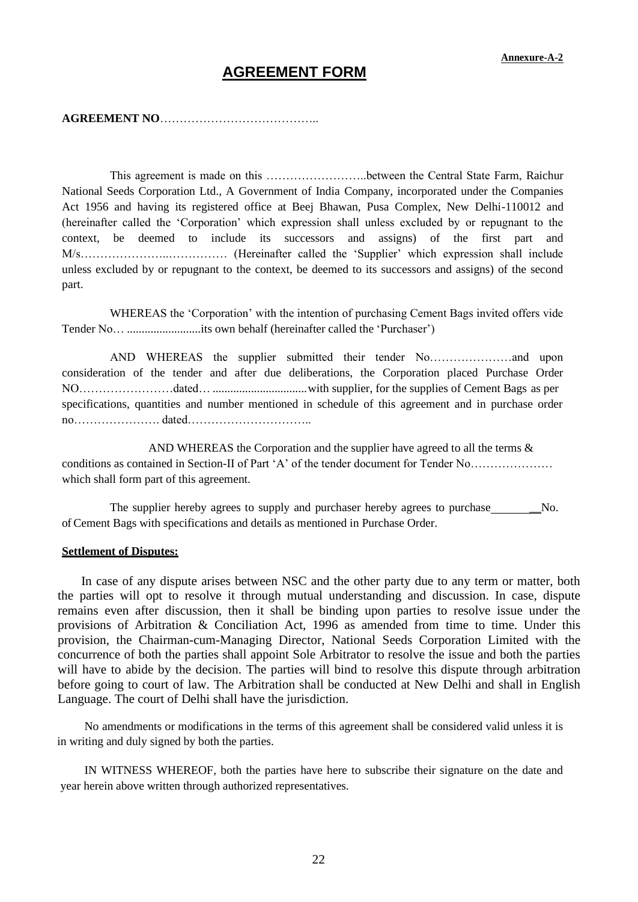**Annexure-A-2**

# AGREEMENT FORM

**AGREEMENT NO**…………………………………..

This agreement is made on this ……………………..between the Central State Farm, Raichur National Seeds Corporation Ltd., A Government of India Company, incorporated under the Companies Act 1956 and having its registered office at Beej Bhawan, Pusa Complex, New Delhi-110012 and (hereinafter called the 'Corporation' which expression shall unless excluded by or repugnant to the context, be deemed to include its successors and assigns) of the first part and M/s…………………..…………… (Hereinafter called the 'Supplier' which expression shall include unless excluded by or repugnant to the context, be deemed to its successors and assigns) of the second part.

WHEREAS the 'Corporation' with the intention of purchasing Cement Bags invited offers vide Tender No… .........................its own behalf (hereinafter called the 'Purchaser')

AND WHEREAS the supplier submitted their tender No…………………and upon consideration of the tender and after due deliberations, the Corporation placed Purchase Order NO……………………dated… ................................with supplier, for the supplies of Cement Bags as per specifications, quantities and number mentioned in schedule of this agreement and in purchase order no…………………. dated…………………………..

AND WHEREAS the Corporation and the supplier have agreed to all the terms & conditions as contained in Section-II of Part 'A' of the tender document for Tender No………………… which shall form part of this agreement.

The supplier hereby agrees to supply and purchaser hereby agrees to purchase________No. of Cement Bags with specifications and details as mentioned in Purchase Order.

**Settlement of Disputes:**

In case of any dispute arises between NSC and the other party due to any term or matter, both the parties will opt to resolve it through mutual understanding and discussion. In case, dispute remains even after discussion, then it shall be binding upon parties to resolve issue under the provisions of Arbitration & Conciliation Act, 1996 as amended from time to time. Under this provision, the Chairman-cum-Managing Director, National Seeds Corporation Limited with the concurrence of both the parties shall appoint Sole Arbitrator to resolve the issue and both the parties will have to abide by the decision. The parties will bind to resolve this dispute through arbitration before going to court of law. The Arbitration shall be conducted at New Delhi and shall in English Language. The court of Delhi shall have the jurisdiction.

No amendments or modifications in the terms of this agreement shall be considered valid unless it is in writing and duly signed by both the parties.

IN WITNESS WHEREOF, both the parties have here to subscribe their signature on the date and year herein above written through authorized representatives.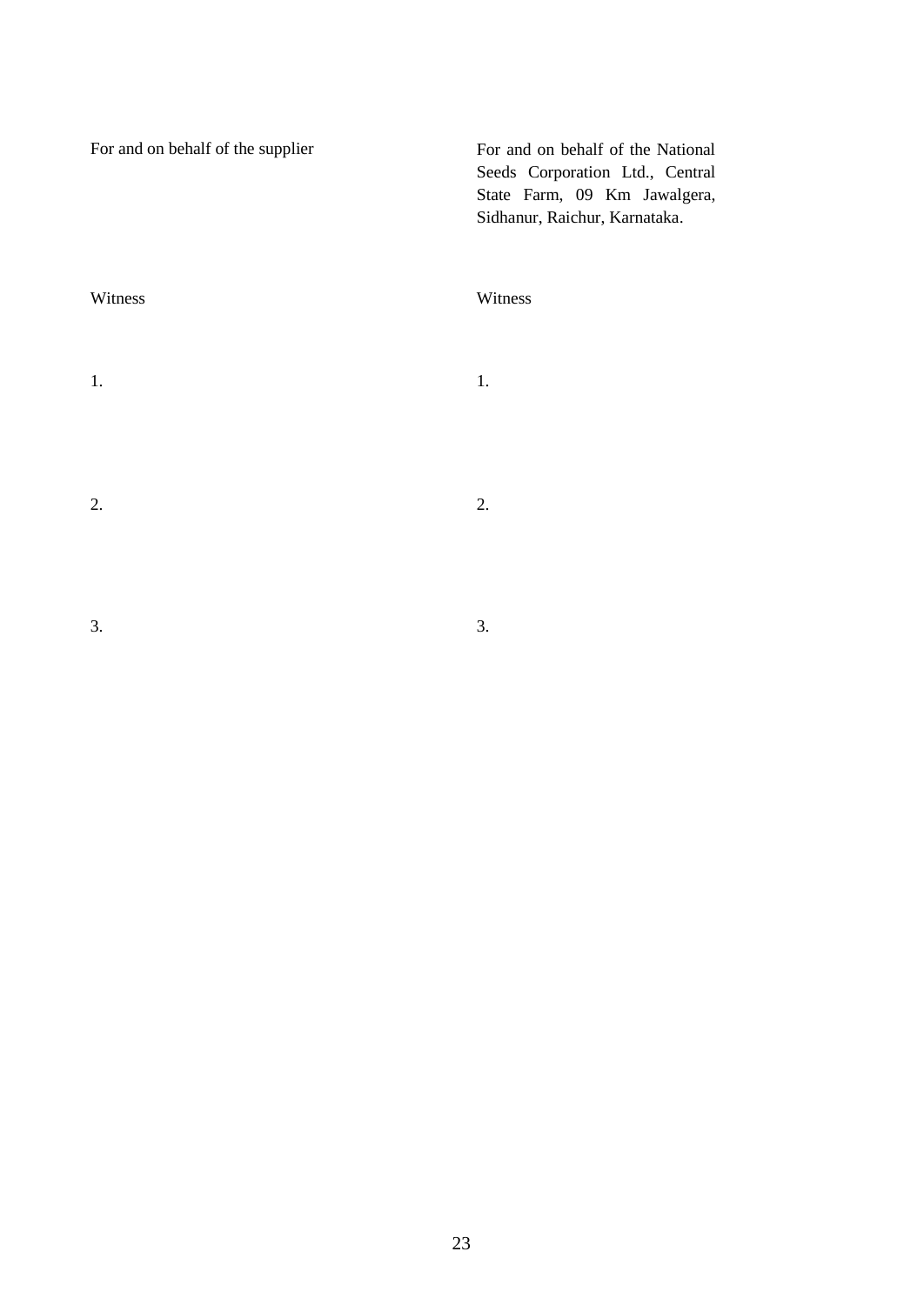| For and on behalf of the supplier | For and on behalf of the National Seeds Corporation Ltd., Central State Farm, 09 Km Jawalgera, Sidhanur, Raichur, Karnataka. |
| --- | --- |
| Witness | Witness |
| 1. | 1. |
| 2. | 2. |
| 3. | 3. |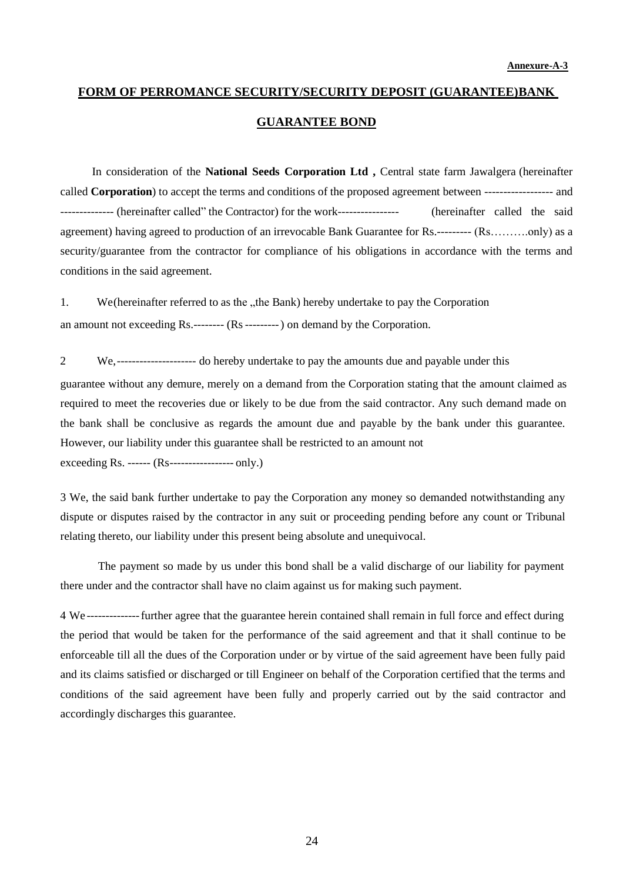**Annexure-A-3**

## FORM OF PERROMANCE SECURITY/SECURITY DEPOSIT (GUARANTEE)BANK GUARANTEE BOND

In consideration of the **National Seeds Corporation Ltd ,** Central state farm Jawalgera (hereinafter called **Corporation**) to accept the terms and conditions of the proposed agreement between ------------------ and -------------- (hereinafter called" the Contractor) for the work---------------- (hereinafter called the said agreement) having agreed to production of an irrevocable Bank Guarantee for Rs.--------- (Rs……….only) as a security/guarantee from the contractor for compliance of his obligations in accordance with the terms and conditions in the said agreement.

1. We(hereinafter referred to as the „the Bank) hereby undertake to pay the Corporation an amount not exceeding Rs.-------- (Rs --------- ) on demand by the Corporation.

2 We, --------------------- do hereby undertake to pay the amounts due and payable under this guarantee without any demure, merely on a demand from the Corporation stating that the amount claimed as required to meet the recoveries due or likely to be due from the said contractor. Any such demand made on the bank shall be conclusive as regards the amount due and payable by the bank under this guarantee. However, our liability under this guarantee shall be restricted to an amount not exceeding Rs. ------ (Rs----------------- only.)

3 We, the said bank further undertake to pay the Corporation any money so demanded notwithstanding any dispute or disputes raised by the contractor in any suit or proceeding pending before any count or Tribunal relating thereto, our liability under this present being absolute and unequivocal.

The payment so made by us under this bond shall be a valid discharge of our liability for payment there under and the contractor shall have no claim against us for making such payment.

4 We -------------- further agree that the guarantee herein contained shall remain in full force and effect during the period that would be taken for the performance of the said agreement and that it shall continue to be enforceable till all the dues of the Corporation under or by virtue of the said agreement have been fully paid and its claims satisfied or discharged or till Engineer on behalf of the Corporation certified that the terms and conditions of the said agreement have been fully and properly carried out by the said contractor and accordingly discharges this guarantee.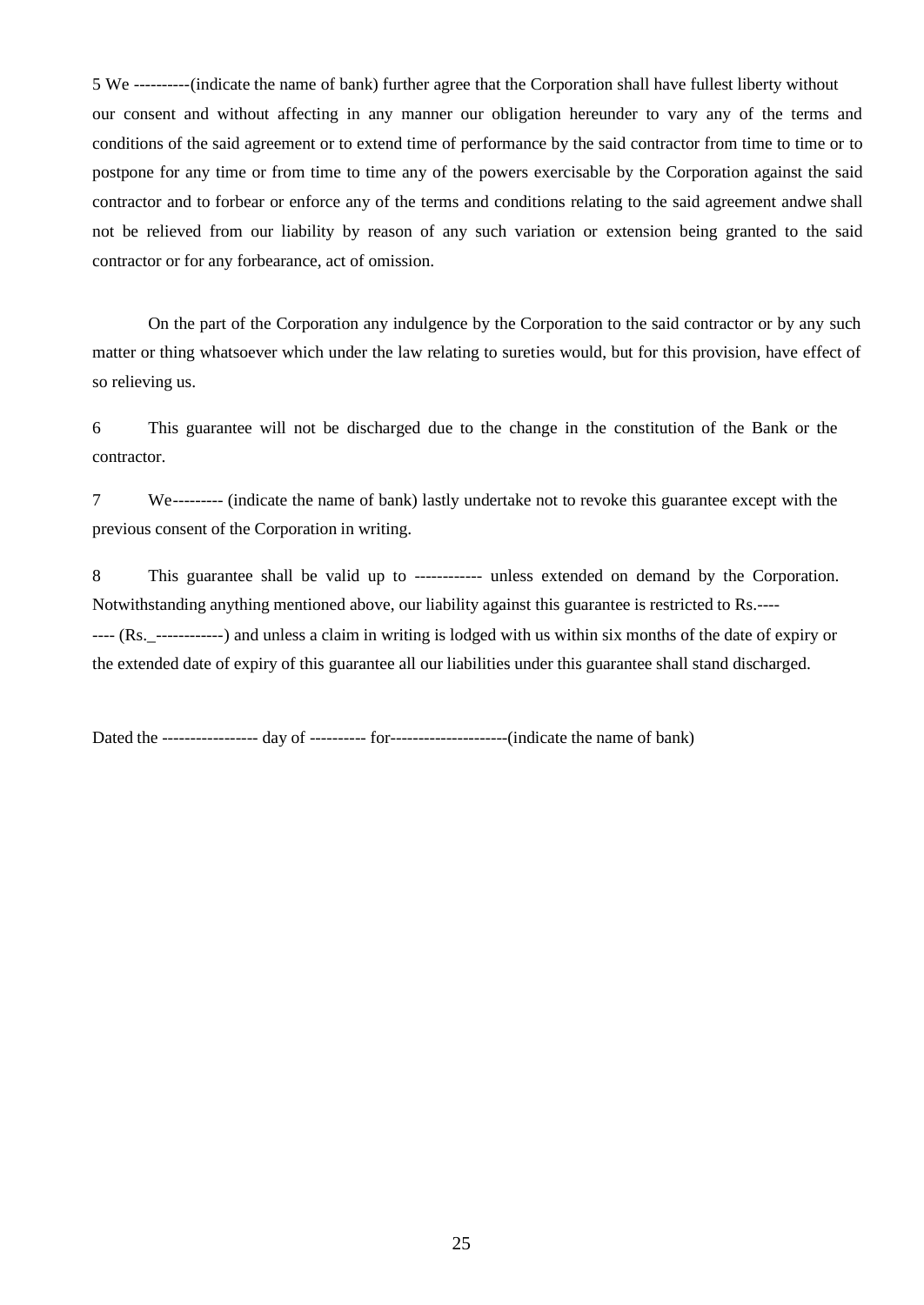5 We ----------(indicate the name of bank) further agree that the Corporation shall have fullest liberty without our consent and without affecting in any manner our obligation hereunder to vary any of the terms and conditions of the said agreement or to extend time of performance by the said contractor from time to time or to postpone for any time or from time to time any of the powers exercisable by the Corporation against the said contractor and to forbear or enforce any of the terms and conditions relating to the said agreement andwe shall not be relieved from our liability by reason of any such variation or extension being granted to the said contractor or for any forbearance, act of omission.

On the part of the Corporation any indulgence by the Corporation to the said contractor or by any such matter or thing whatsoever which under the law relating to sureties would, but for this provision, have effect of so relieving us.

6 This guarantee will not be discharged due to the change in the constitution of the Bank or the contractor.

7 We--------- (indicate the name of bank) lastly undertake not to revoke this guarantee except with the previous consent of the Corporation in writing.

8 This guarantee shall be valid up to ------------ unless extended on demand by the Corporation. Notwithstanding anything mentioned above, our liability against this guarantee is restricted to Rs.---- ---- (Rs._------------) and unless a claim in writing is lodged with us within six months of the date of expiry or the extended date of expiry of this guarantee all our liabilities under this guarantee shall stand discharged.

Dated the ----------------- day of ---------- for---------------------(indicate the name of bank)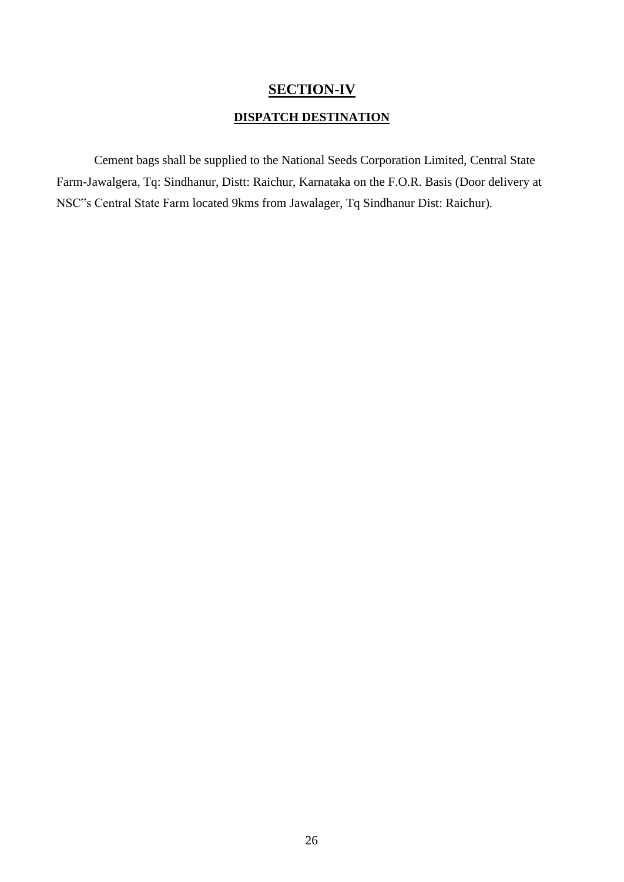# SECTION-IV

## DISPATCH DESTINATION

Cement bags shall be supplied to the National Seeds Corporation Limited, Central State Farm-Jawalgera, Tq: Sindhanur, Distt: Raichur, Karnataka on the F.O.R. Basis (Door delivery at NSC‟s Central State Farm located 9kms from Jawalager, Tq Sindhanur Dist: Raichur).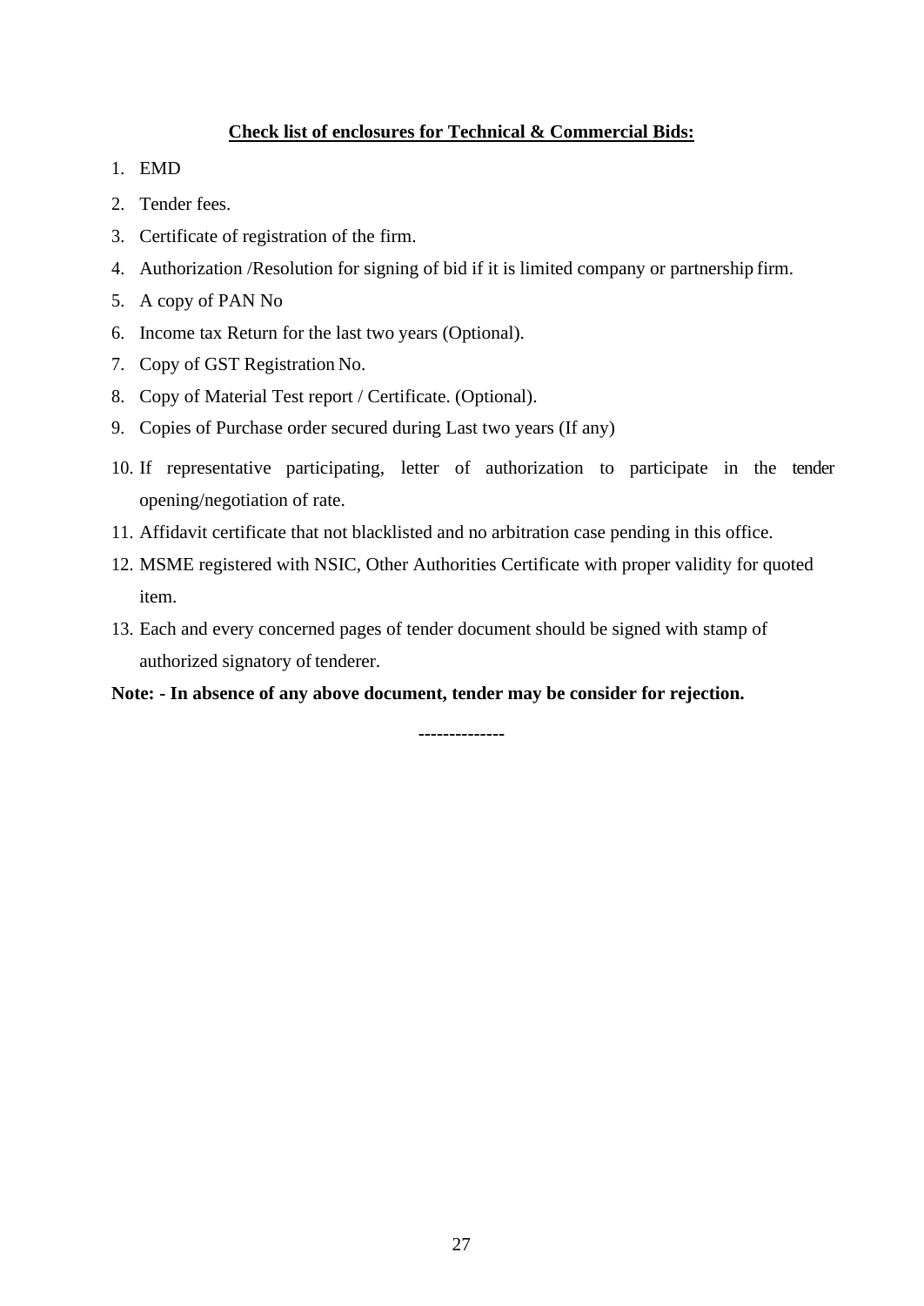**<u>Check list of enclosures for Technical & Commercial Bids:</u>**

1. EMD
2. Tender fees.
3. Certificate of registration of the firm.
4. Authorization /Resolution for signing of bid if it is limited company or partnership firm.
5. A copy of PAN No
6. Income tax Return for the last two years (Optional).
7. Copy of GST Registration No.
8. Copy of Material Test report / Certificate. (Optional).
9. Copies of Purchase order secured during Last two years (If any)
10. If representative participating, letter of authorization to participate in the tender opening/negotiation of rate.
11. Affidavit certificate that not blacklisted and no arbitration case pending in this office.
12. MSME registered with NSIC, Other Authorities Certificate with proper validity for quoted item.
13. Each and every concerned pages of tender document should be signed with stamp of authorized signatory of tenderer.

**Note: - In absence of any above document, tender may be consider for rejection.**

-------------